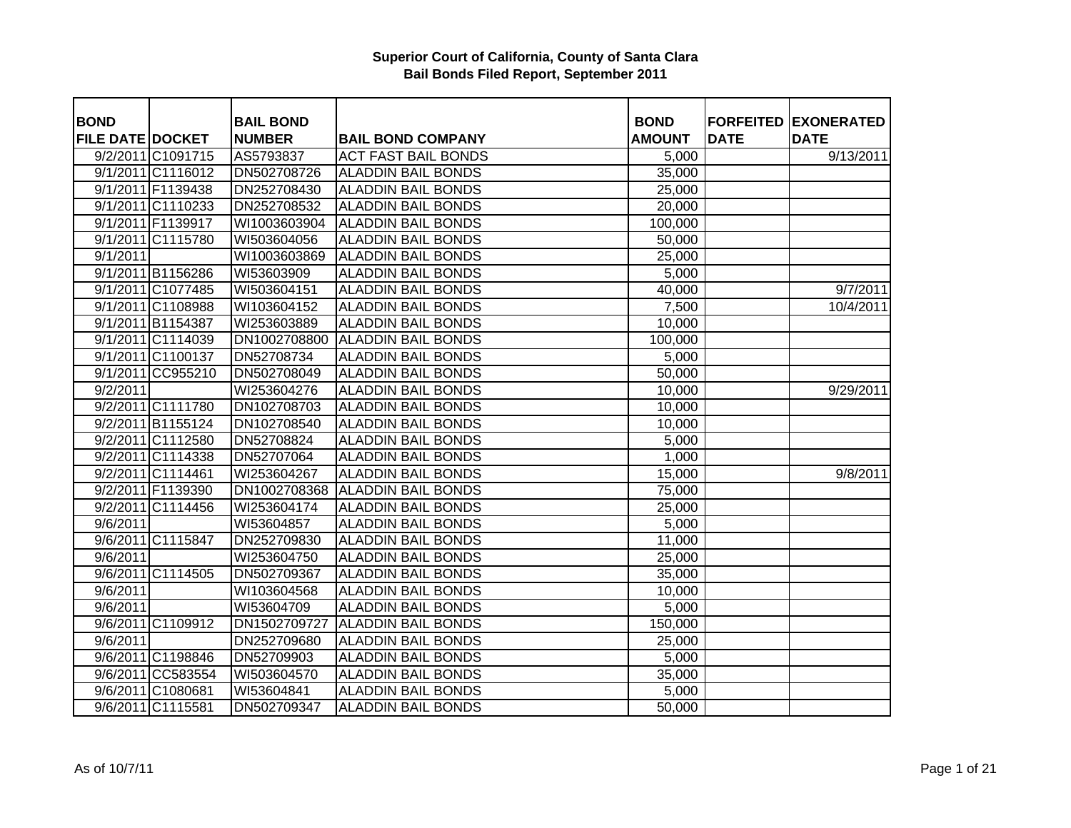# Superior Court of California, County of Santa Clara
## Bail Bonds Filed Report, September 2011

| BOND FILE DATE | DOCKET | BAIL BOND NUMBER | BAIL BOND COMPANY | BOND AMOUNT | FORFEITED DATE | EXONERATED DATE |
|---|---|---|---|---|---|---|
| 9/2/2011 | C1091715 | AS5793837 | ACT FAST BAIL BONDS | 5,000 | | 9/13/2011 |
| 9/1/2011 | C1116012 | DN502708726 | ALADDIN BAIL BONDS | 35,000 | | |
| 9/1/2011 | F1139438 | DN252708430 | ALADDIN BAIL BONDS | 25,000 | | |
| 9/1/2011 | C1110233 | DN252708532 | ALADDIN BAIL BONDS | 20,000 | | |
| 9/1/2011 | F1139917 | WI1003603904 | ALADDIN BAIL BONDS | 100,000 | | |
| 9/1/2011 | C1115780 | WI503604056 | ALADDIN BAIL BONDS | 50,000 | | |
| 9/1/2011 | | WI1003603869 | ALADDIN BAIL BONDS | 25,000 | | |
| 9/1/2011 | B1156286 | WI53603909 | ALADDIN BAIL BONDS | 5,000 | | |
| 9/1/2011 | C1077485 | WI503604151 | ALADDIN BAIL BONDS | 40,000 | | 9/7/2011 |
| 9/1/2011 | C1108988 | WI103604152 | ALADDIN BAIL BONDS | 7,500 | | 10/4/2011 |
| 9/1/2011 | B1154387 | WI253603889 | ALADDIN BAIL BONDS | 10,000 | | |
| 9/1/2011 | C1114039 | DN1002708800 | ALADDIN BAIL BONDS | 100,000 | | |
| 9/1/2011 | C1100137 | DN52708734 | ALADDIN BAIL BONDS | 5,000 | | |
| 9/1/2011 | CC955210 | DN502708049 | ALADDIN BAIL BONDS | 50,000 | | |
| 9/2/2011 | | WI253604276 | ALADDIN BAIL BONDS | 10,000 | | 9/29/2011 |
| 9/2/2011 | C1111780 | DN102708703 | ALADDIN BAIL BONDS | 10,000 | | |
| 9/2/2011 | B1155124 | DN102708540 | ALADDIN BAIL BONDS | 10,000 | | |
| 9/2/2011 | C1112580 | DN52708824 | ALADDIN BAIL BONDS | 5,000 | | |
| 9/2/2011 | C1114338 | DN52707064 | ALADDIN BAIL BONDS | 1,000 | | |
| 9/2/2011 | C1114461 | WI253604267 | ALADDIN BAIL BONDS | 15,000 | | 9/8/2011 |
| 9/2/2011 | F1139390 | DN1002708368 | ALADDIN BAIL BONDS | 75,000 | | |
| 9/2/2011 | C1114456 | WI253604174 | ALADDIN BAIL BONDS | 25,000 | | |
| 9/6/2011 | | WI53604857 | ALADDIN BAIL BONDS | 5,000 | | |
| 9/6/2011 | C1115847 | DN252709830 | ALADDIN BAIL BONDS | 11,000 | | |
| 9/6/2011 | | WI253604750 | ALADDIN BAIL BONDS | 25,000 | | |
| 9/6/2011 | C1114505 | DN502709367 | ALADDIN BAIL BONDS | 35,000 | | |
| 9/6/2011 | | WI103604568 | ALADDIN BAIL BONDS | 10,000 | | |
| 9/6/2011 | | WI53604709 | ALADDIN BAIL BONDS | 5,000 | | |
| 9/6/2011 | C1109912 | DN1502709727 | ALADDIN BAIL BONDS | 150,000 | | |
| 9/6/2011 | | DN252709680 | ALADDIN BAIL BONDS | 25,000 | | |
| 9/6/2011 | C1198846 | DN52709903 | ALADDIN BAIL BONDS | 5,000 | | |
| 9/6/2011 | CC583554 | WI503604570 | ALADDIN BAIL BONDS | 35,000 | | |
| 9/6/2011 | C1080681 | WI53604841 | ALADDIN BAIL BONDS | 5,000 | | |
| 9/6/2011 | C1115581 | DN502709347 | ALADDIN BAIL BONDS | 50,000 | | |

As of 10/7/11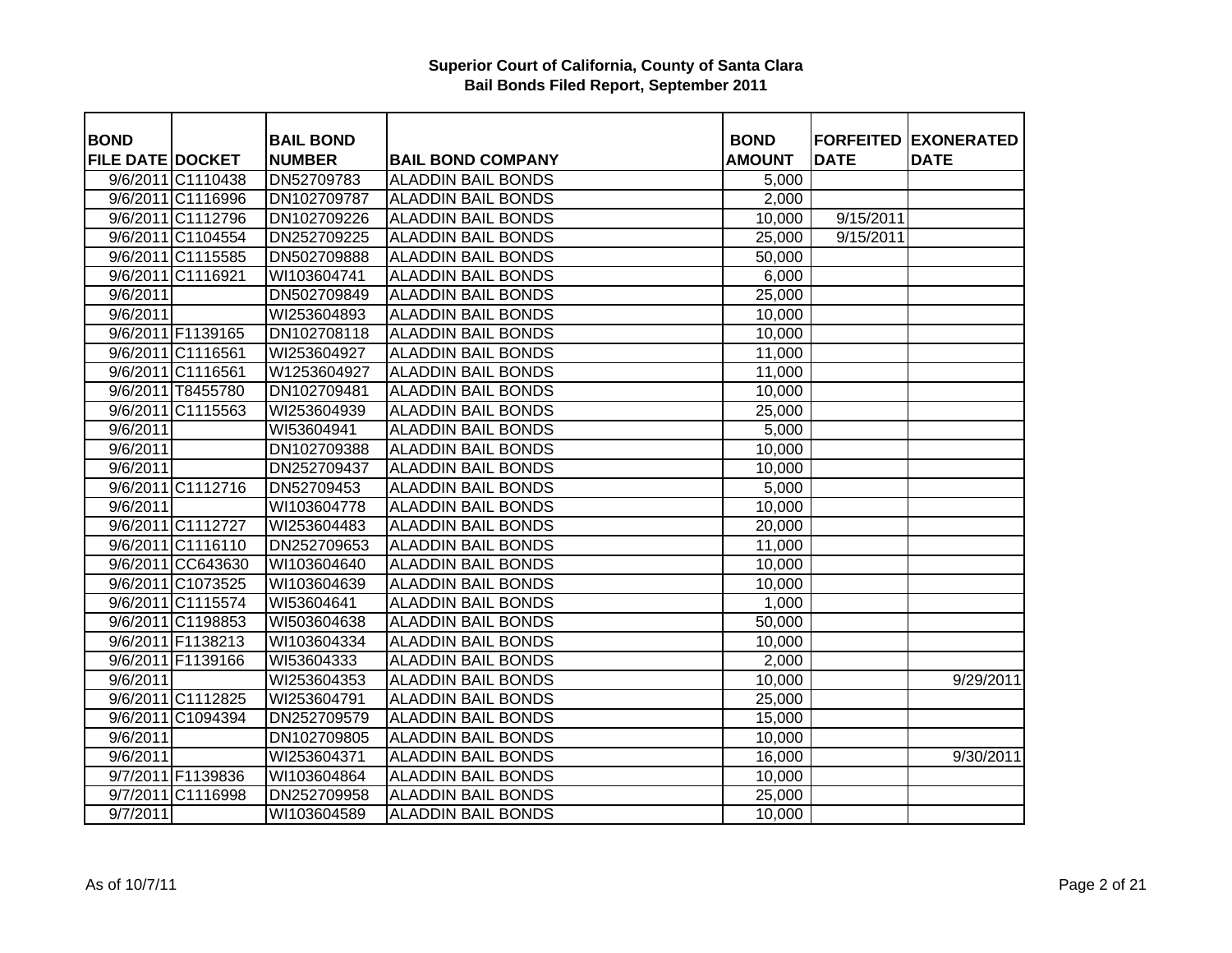**Superior Court of California, County of Santa Clara**
**Bail Bonds Filed Report, September 2011**

| BOND FILE DATE | DOCKET | BAIL BOND NUMBER | BAIL BOND COMPANY | BOND AMOUNT | FORFEITED DATE | EXONERATED DATE |
|---|---|---|---|---|---|---|
| 9/6/2011 | C1110438 | DN52709783 | ALADDIN BAIL BONDS | 5,000 | | |
| 9/6/2011 | C1116996 | DN102709787 | ALADDIN BAIL BONDS | 2,000 | | |
| 9/6/2011 | C1112796 | DN102709226 | ALADDIN BAIL BONDS | 10,000 | 9/15/2011 | |
| 9/6/2011 | C1104554 | DN252709225 | ALADDIN BAIL BONDS | 25,000 | 9/15/2011 | |
| 9/6/2011 | C1115585 | DN502709888 | ALADDIN BAIL BONDS | 50,000 | | |
| 9/6/2011 | C1116921 | WI103604741 | ALADDIN BAIL BONDS | 6,000 | | |
| 9/6/2011 | | DN502709849 | ALADDIN BAIL BONDS | 25,000 | | |
| 9/6/2011 | | WI253604893 | ALADDIN BAIL BONDS | 10,000 | | |
| 9/6/2011 | F1139165 | DN102708118 | ALADDIN BAIL BONDS | 10,000 | | |
| 9/6/2011 | C1116561 | WI253604927 | ALADDIN BAIL BONDS | 11,000 | | |
| 9/6/2011 | C1116561 | W1253604927 | ALADDIN BAIL BONDS | 11,000 | | |
| 9/6/2011 | T8455780 | DN102709481 | ALADDIN BAIL BONDS | 10,000 | | |
| 9/6/2011 | C1115563 | WI253604939 | ALADDIN BAIL BONDS | 25,000 | | |
| 9/6/2011 | | WI53604941 | ALADDIN BAIL BONDS | 5,000 | | |
| 9/6/2011 | | DN102709388 | ALADDIN BAIL BONDS | 10,000 | | |
| 9/6/2011 | | DN252709437 | ALADDIN BAIL BONDS | 10,000 | | |
| 9/6/2011 | C1112716 | DN52709453 | ALADDIN BAIL BONDS | 5,000 | | |
| 9/6/2011 | | WI103604778 | ALADDIN BAIL BONDS | 10,000 | | |
| 9/6/2011 | C1112727 | WI253604483 | ALADDIN BAIL BONDS | 20,000 | | |
| 9/6/2011 | C1116110 | DN252709653 | ALADDIN BAIL BONDS | 11,000 | | |
| 9/6/2011 | CC643630 | WI103604640 | ALADDIN BAIL BONDS | 10,000 | | |
| 9/6/2011 | C1073525 | WI103604639 | ALADDIN BAIL BONDS | 10,000 | | |
| 9/6/2011 | C1115574 | WI53604641 | ALADDIN BAIL BONDS | 1,000 | | |
| 9/6/2011 | C1198853 | WI503604638 | ALADDIN BAIL BONDS | 50,000 | | |
| 9/6/2011 | F1138213 | WI103604334 | ALADDIN BAIL BONDS | 10,000 | | |
| 9/6/2011 | F1139166 | WI53604333 | ALADDIN BAIL BONDS | 2,000 | | |
| 9/6/2011 | | WI253604353 | ALADDIN BAIL BONDS | 10,000 | | 9/29/2011 |
| 9/6/2011 | C1112825 | WI253604791 | ALADDIN BAIL BONDS | 25,000 | | |
| 9/6/2011 | C1094394 | DN252709579 | ALADDIN BAIL BONDS | 15,000 | | |
| 9/6/2011 | | DN102709805 | ALADDIN BAIL BONDS | 10,000 | | |
| 9/6/2011 | | WI253604371 | ALADDIN BAIL BONDS | 16,000 | | 9/30/2011 |
| 9/7/2011 | F1139836 | WI103604864 | ALADDIN BAIL BONDS | 10,000 | | |
| 9/7/2011 | C1116998 | DN252709958 | ALADDIN BAIL BONDS | 25,000 | | |
| 9/7/2011 | | WI103604589 | ALADDIN BAIL BONDS | 10,000 | | |

As of 10/7/11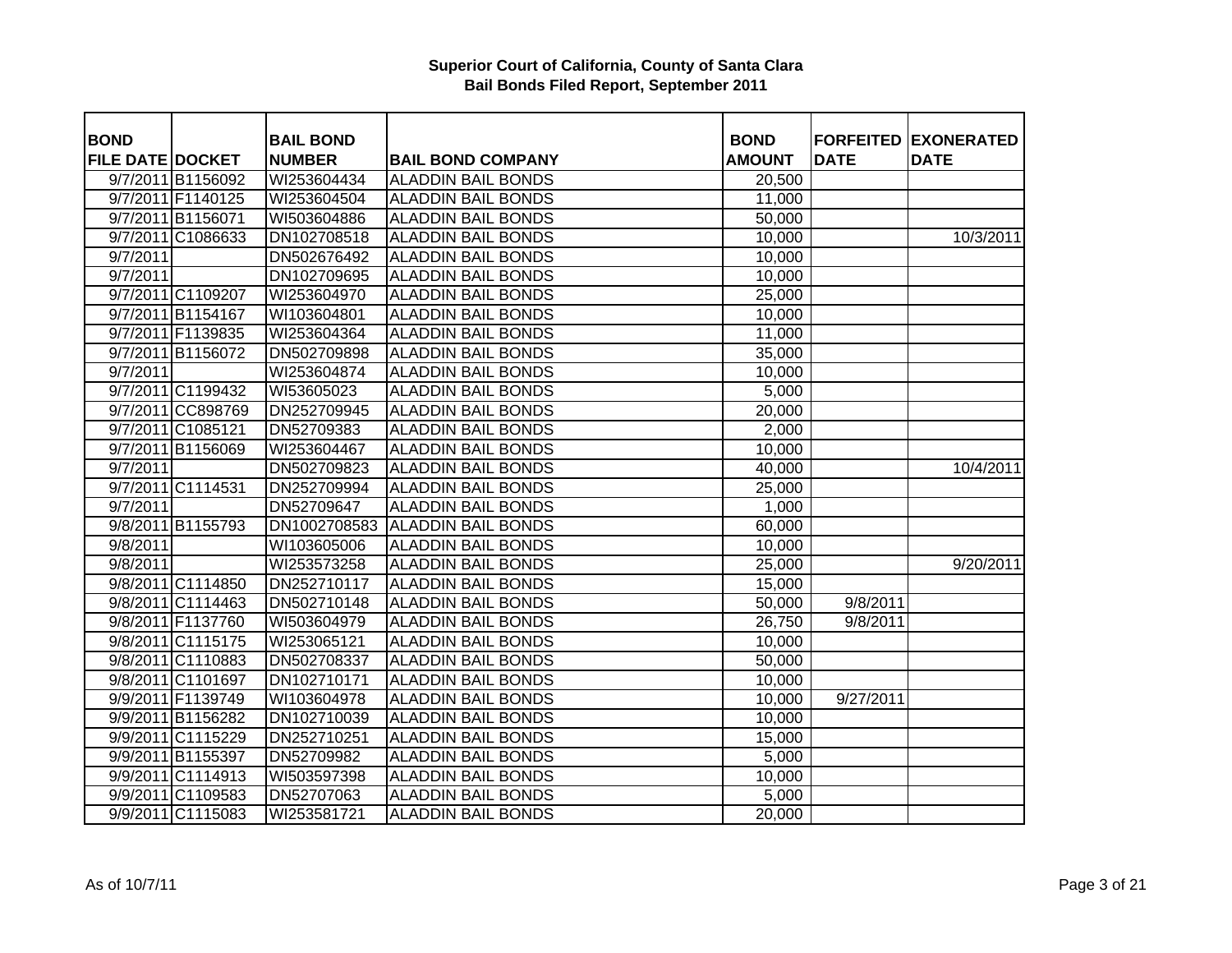**Superior Court of California, County of Santa Clara**
**Bail Bonds Filed Report, September 2011**

| BOND FILE DATE | DOCKET | BAIL BOND NUMBER | BAIL BOND COMPANY | BOND AMOUNT | FORFEITED DATE | EXONERATED DATE |
|---|---|---|---|---|---|---|
| 9/7/2011 | B1156092 | WI253604434 | ALADDIN BAIL BONDS | 20,500 | | |
| 9/7/2011 | F1140125 | WI253604504 | ALADDIN BAIL BONDS | 11,000 | | |
| 9/7/2011 | B1156071 | WI503604886 | ALADDIN BAIL BONDS | 50,000 | | |
| 9/7/2011 | C1086633 | DN102708518 | ALADDIN BAIL BONDS | 10,000 | | 10/3/2011 |
| 9/7/2011 | | DN502676492 | ALADDIN BAIL BONDS | 10,000 | | |
| 9/7/2011 | | DN102709695 | ALADDIN BAIL BONDS | 10,000 | | |
| 9/7/2011 | C1109207 | WI253604970 | ALADDIN BAIL BONDS | 25,000 | | |
| 9/7/2011 | B1154167 | WI103604801 | ALADDIN BAIL BONDS | 10,000 | | |
| 9/7/2011 | F1139835 | WI253604364 | ALADDIN BAIL BONDS | 11,000 | | |
| 9/7/2011 | B1156072 | DN502709898 | ALADDIN BAIL BONDS | 35,000 | | |
| 9/7/2011 | | WI253604874 | ALADDIN BAIL BONDS | 10,000 | | |
| 9/7/2011 | C1199432 | WI53605023 | ALADDIN BAIL BONDS | 5,000 | | |
| 9/7/2011 | CC898769 | DN252709945 | ALADDIN BAIL BONDS | 20,000 | | |
| 9/7/2011 | C1085121 | DN52709383 | ALADDIN BAIL BONDS | 2,000 | | |
| 9/7/2011 | B1156069 | WI253604467 | ALADDIN BAIL BONDS | 10,000 | | |
| 9/7/2011 | | DN502709823 | ALADDIN BAIL BONDS | 40,000 | | 10/4/2011 |
| 9/7/2011 | C1114531 | DN252709994 | ALADDIN BAIL BONDS | 25,000 | | |
| 9/7/2011 | | DN52709647 | ALADDIN BAIL BONDS | 1,000 | | |
| 9/8/2011 | B1155793 | DN1002708583 | ALADDIN BAIL BONDS | 60,000 | | |
| 9/8/2011 | | WI103605006 | ALADDIN BAIL BONDS | 10,000 | | |
| 9/8/2011 | | WI253573258 | ALADDIN BAIL BONDS | 25,000 | | 9/20/2011 |
| 9/8/2011 | C1114850 | DN252710117 | ALADDIN BAIL BONDS | 15,000 | | |
| 9/8/2011 | C1114463 | DN502710148 | ALADDIN BAIL BONDS | 50,000 | 9/8/2011 | |
| 9/8/2011 | F1137760 | WI503604979 | ALADDIN BAIL BONDS | 26,750 | 9/8/2011 | |
| 9/8/2011 | C1115175 | WI253065121 | ALADDIN BAIL BONDS | 10,000 | | |
| 9/8/2011 | C1110883 | DN502708337 | ALADDIN BAIL BONDS | 50,000 | | |
| 9/8/2011 | C1101697 | DN102710171 | ALADDIN BAIL BONDS | 10,000 | | |
| 9/9/2011 | F1139749 | WI103604978 | ALADDIN BAIL BONDS | 10,000 | 9/27/2011 | |
| 9/9/2011 | B1156282 | DN102710039 | ALADDIN BAIL BONDS | 10,000 | | |
| 9/9/2011 | C1115229 | DN252710251 | ALADDIN BAIL BONDS | 15,000 | | |
| 9/9/2011 | B1155397 | DN52709982 | ALADDIN BAIL BONDS | 5,000 | | |
| 9/9/2011 | C1114913 | WI503597398 | ALADDIN BAIL BONDS | 10,000 | | |
| 9/9/2011 | C1109583 | DN52707063 | ALADDIN BAIL BONDS | 5,000 | | |
| 9/9/2011 | C1115083 | WI253581721 | ALADDIN BAIL BONDS | 20,000 | | |

As of 10/7/11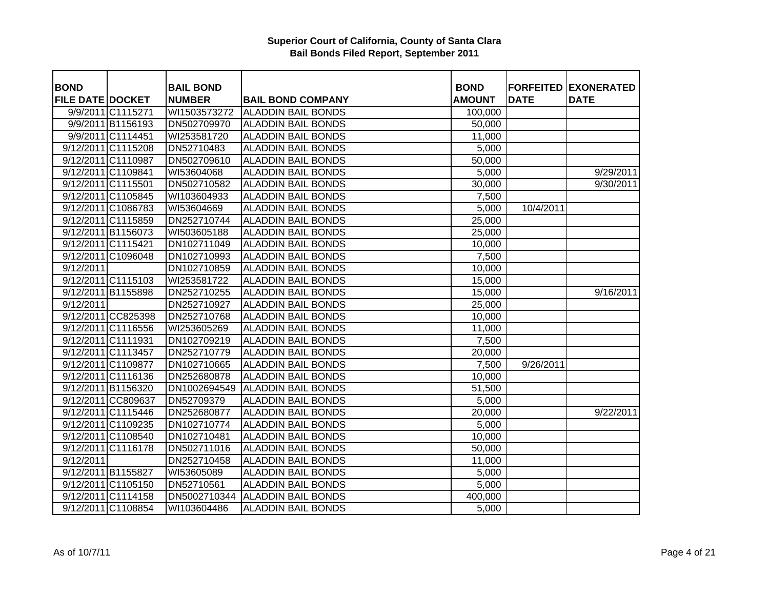**Superior Court of California, County of Santa Clara**
**Bail Bonds Filed Report, September 2011**

| BOND FILE DATE | DOCKET | BAIL BOND NUMBER | BAIL BOND COMPANY | BOND AMOUNT | FORFEITED DATE | EXONERATED DATE |
|---|---|---|---|---|---|---|
| 9/9/2011 | C1115271 | WI1503573272 | ALADDIN BAIL BONDS | 100,000 | | |
| 9/9/2011 | B1156193 | DN502709970 | ALADDIN BAIL BONDS | 50,000 | | |
| 9/9/2011 | C1114451 | WI253581720 | ALADDIN BAIL BONDS | 11,000 | | |
| 9/12/2011 | C1115208 | DN52710483 | ALADDIN BAIL BONDS | 5,000 | | |
| 9/12/2011 | C1110987 | DN502709610 | ALADDIN BAIL BONDS | 50,000 | | |
| 9/12/2011 | C1109841 | WI53604068 | ALADDIN BAIL BONDS | 5,000 | | 9/29/2011 |
| 9/12/2011 | C1115501 | DN502710582 | ALADDIN BAIL BONDS | 30,000 | | 9/30/2011 |
| 9/12/2011 | C1105845 | WI103604933 | ALADDIN BAIL BONDS | 7,500 | | |
| 9/12/2011 | C1086783 | WI53604669 | ALADDIN BAIL BONDS | 5,000 | 10/4/2011 | |
| 9/12/2011 | C1115859 | DN252710744 | ALADDIN BAIL BONDS | 25,000 | | |
| 9/12/2011 | B1156073 | WI503605188 | ALADDIN BAIL BONDS | 25,000 | | |
| 9/12/2011 | C1115421 | DN102711049 | ALADDIN BAIL BONDS | 10,000 | | |
| 9/12/2011 | C1096048 | DN102710993 | ALADDIN BAIL BONDS | 7,500 | | |
| 9/12/2011 | | DN102710859 | ALADDIN BAIL BONDS | 10,000 | | |
| 9/12/2011 | C1115103 | WI253581722 | ALADDIN BAIL BONDS | 15,000 | | |
| 9/12/2011 | B1155898 | DN252710255 | ALADDIN BAIL BONDS | 15,000 | | 9/16/2011 |
| 9/12/2011 | | DN252710927 | ALADDIN BAIL BONDS | 25,000 | | |
| 9/12/2011 | CC825398 | DN252710768 | ALADDIN BAIL BONDS | 10,000 | | |
| 9/12/2011 | C1116556 | WI253605269 | ALADDIN BAIL BONDS | 11,000 | | |
| 9/12/2011 | C1111931 | DN102709219 | ALADDIN BAIL BONDS | 7,500 | | |
| 9/12/2011 | C1113457 | DN252710779 | ALADDIN BAIL BONDS | 20,000 | | |
| 9/12/2011 | C1109877 | DN102710665 | ALADDIN BAIL BONDS | 7,500 | 9/26/2011 | |
| 9/12/2011 | C1116136 | DN252680878 | ALADDIN BAIL BONDS | 10,000 | | |
| 9/12/2011 | B1156320 | DN1002694549 | ALADDIN BAIL BONDS | 51,500 | | |
| 9/12/2011 | CC809637 | DN52709379 | ALADDIN BAIL BONDS | 5,000 | | |
| 9/12/2011 | C1115446 | DN252680877 | ALADDIN BAIL BONDS | 20,000 | | 9/22/2011 |
| 9/12/2011 | C1109235 | DN102710774 | ALADDIN BAIL BONDS | 5,000 | | |
| 9/12/2011 | C1108540 | DN102710481 | ALADDIN BAIL BONDS | 10,000 | | |
| 9/12/2011 | C1116178 | DN502711016 | ALADDIN BAIL BONDS | 50,000 | | |
| 9/12/2011 | | DN252710458 | ALADDIN BAIL BONDS | 11,000 | | |
| 9/12/2011 | B1155827 | WI53605089 | ALADDIN BAIL BONDS | 5,000 | | |
| 9/12/2011 | C1105150 | DN52710561 | ALADDIN BAIL BONDS | 5,000 | | |
| 9/12/2011 | C1114158 | DN5002710344 | ALADDIN BAIL BONDS | 400,000 | | |
| 9/12/2011 | C1108854 | WI103604486 | ALADDIN BAIL BONDS | 5,000 | | |

As of 10/7/11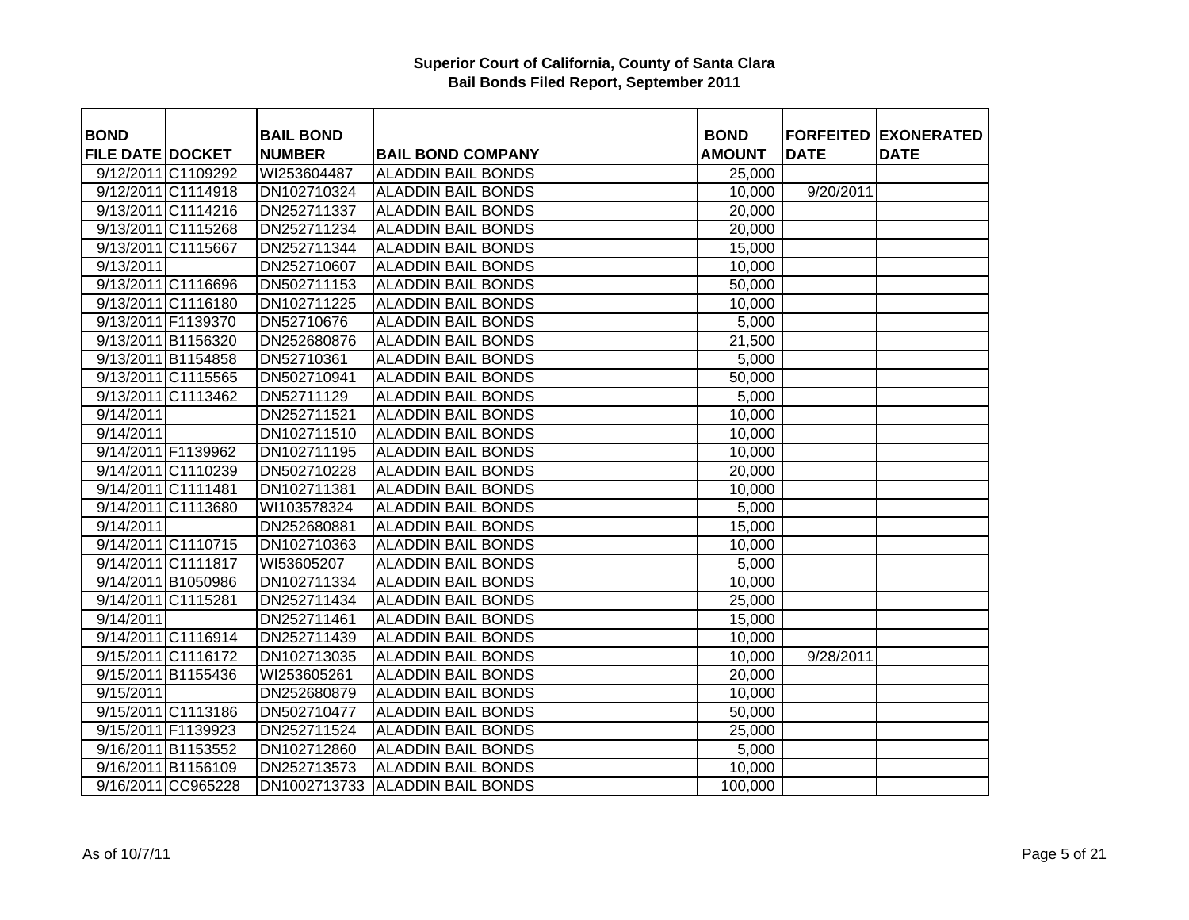# Superior Court of California, County of Santa Clara
## Bail Bonds Filed Report, September 2011

| BOND FILE DATE | DOCKET | BAIL BOND NUMBER | BAIL BOND COMPANY | BOND AMOUNT | FORFEITED DATE | EXONERATED DATE |
|---|---|---|---|---|---|---|
| 9/12/2011 | C1109292 | WI253604487 | ALADDIN BAIL BONDS | 25,000 | | |
| 9/12/2011 | C1114918 | DN102710324 | ALADDIN BAIL BONDS | 10,000 | 9/20/2011 | |
| 9/13/2011 | C1114216 | DN252711337 | ALADDIN BAIL BONDS | 20,000 | | |
| 9/13/2011 | C1115268 | DN252711234 | ALADDIN BAIL BONDS | 20,000 | | |
| 9/13/2011 | C1115667 | DN252711344 | ALADDIN BAIL BONDS | 15,000 | | |
| 9/13/2011 | | DN252710607 | ALADDIN BAIL BONDS | 10,000 | | |
| 9/13/2011 | C1116696 | DN502711153 | ALADDIN BAIL BONDS | 50,000 | | |
| 9/13/2011 | C1116180 | DN102711225 | ALADDIN BAIL BONDS | 10,000 | | |
| 9/13/2011 | F1139370 | DN52710676 | ALADDIN BAIL BONDS | 5,000 | | |
| 9/13/2011 | B1156320 | DN252680876 | ALADDIN BAIL BONDS | 21,500 | | |
| 9/13/2011 | B1154858 | DN52710361 | ALADDIN BAIL BONDS | 5,000 | | |
| 9/13/2011 | C1115565 | DN502710941 | ALADDIN BAIL BONDS | 50,000 | | |
| 9/13/2011 | C1113462 | DN52711129 | ALADDIN BAIL BONDS | 5,000 | | |
| 9/14/2011 | | DN252711521 | ALADDIN BAIL BONDS | 10,000 | | |
| 9/14/2011 | | DN102711510 | ALADDIN BAIL BONDS | 10,000 | | |
| 9/14/2011 | F1139962 | DN102711195 | ALADDIN BAIL BONDS | 10,000 | | |
| 9/14/2011 | C1110239 | DN502710228 | ALADDIN BAIL BONDS | 20,000 | | |
| 9/14/2011 | C1111481 | DN102711381 | ALADDIN BAIL BONDS | 10,000 | | |
| 9/14/2011 | C1113680 | WI103578324 | ALADDIN BAIL BONDS | 5,000 | | |
| 9/14/2011 | | DN252680881 | ALADDIN BAIL BONDS | 15,000 | | |
| 9/14/2011 | C1110715 | DN102710363 | ALADDIN BAIL BONDS | 10,000 | | |
| 9/14/2011 | C1111817 | WI53605207 | ALADDIN BAIL BONDS | 5,000 | | |
| 9/14/2011 | B1050986 | DN102711334 | ALADDIN BAIL BONDS | 10,000 | | |
| 9/14/2011 | C1115281 | DN252711434 | ALADDIN BAIL BONDS | 25,000 | | |
| 9/14/2011 | | DN252711461 | ALADDIN BAIL BONDS | 15,000 | | |
| 9/14/2011 | C1116914 | DN252711439 | ALADDIN BAIL BONDS | 10,000 | | |
| 9/15/2011 | C1116172 | DN102713035 | ALADDIN BAIL BONDS | 10,000 | 9/28/2011 | |
| 9/15/2011 | B1155436 | WI253605261 | ALADDIN BAIL BONDS | 20,000 | | |
| 9/15/2011 | | DN252680879 | ALADDIN BAIL BONDS | 10,000 | | |
| 9/15/2011 | C1113186 | DN502710477 | ALADDIN BAIL BONDS | 50,000 | | |
| 9/15/2011 | F1139923 | DN252711524 | ALADDIN BAIL BONDS | 25,000 | | |
| 9/16/2011 | B1153552 | DN102712860 | ALADDIN BAIL BONDS | 5,000 | | |
| 9/16/2011 | B1156109 | DN252713573 | ALADDIN BAIL BONDS | 10,000 | | |
| 9/16/2011 | CC965228 | DN1002713733 | ALADDIN BAIL BONDS | 100,000 | | |

As of 10/7/11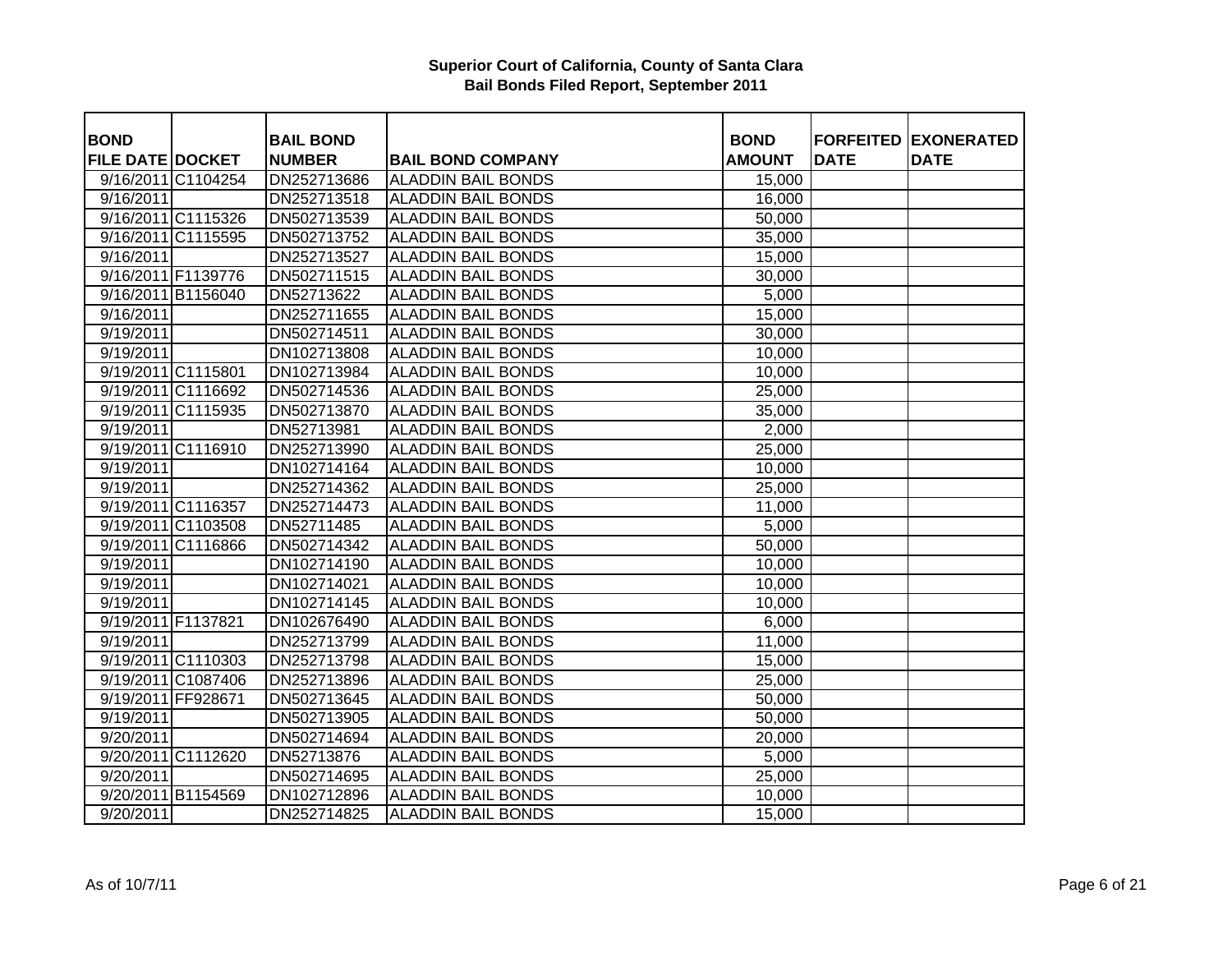**Superior Court of California, County of Santa Clara**
**Bail Bonds Filed Report, September 2011**

| BOND FILE DATE | DOCKET | BAIL BOND NUMBER | BAIL BOND COMPANY | BOND AMOUNT | FORFEITED DATE | EXONERATED DATE |
|---|---|---|---|---|---|---|
| 9/16/2011 | C1104254 | DN252713686 | ALADDIN BAIL BONDS | 15,000 | | |
| 9/16/2011 | | DN252713518 | ALADDIN BAIL BONDS | 16,000 | | |
| 9/16/2011 | C1115326 | DN502713539 | ALADDIN BAIL BONDS | 50,000 | | |
| 9/16/2011 | C1115595 | DN502713752 | ALADDIN BAIL BONDS | 35,000 | | |
| 9/16/2011 | | DN252713527 | ALADDIN BAIL BONDS | 15,000 | | |
| 9/16/2011 | F1139776 | DN502711515 | ALADDIN BAIL BONDS | 30,000 | | |
| 9/16/2011 | B1156040 | DN52713622 | ALADDIN BAIL BONDS | 5,000 | | |
| 9/16/2011 | | DN252711655 | ALADDIN BAIL BONDS | 15,000 | | |
| 9/19/2011 | | DN502714511 | ALADDIN BAIL BONDS | 30,000 | | |
| 9/19/2011 | | DN102713808 | ALADDIN BAIL BONDS | 10,000 | | |
| 9/19/2011 | C1115801 | DN102713984 | ALADDIN BAIL BONDS | 10,000 | | |
| 9/19/2011 | C1116692 | DN502714536 | ALADDIN BAIL BONDS | 25,000 | | |
| 9/19/2011 | C1115935 | DN502713870 | ALADDIN BAIL BONDS | 35,000 | | |
| 9/19/2011 | | DN52713981 | ALADDIN BAIL BONDS | 2,000 | | |
| 9/19/2011 | C1116910 | DN252713990 | ALADDIN BAIL BONDS | 25,000 | | |
| 9/19/2011 | | DN102714164 | ALADDIN BAIL BONDS | 10,000 | | |
| 9/19/2011 | | DN252714362 | ALADDIN BAIL BONDS | 25,000 | | |
| 9/19/2011 | C1116357 | DN252714473 | ALADDIN BAIL BONDS | 11,000 | | |
| 9/19/2011 | C1103508 | DN52711485 | ALADDIN BAIL BONDS | 5,000 | | |
| 9/19/2011 | C1116866 | DN502714342 | ALADDIN BAIL BONDS | 50,000 | | |
| 9/19/2011 | | DN102714190 | ALADDIN BAIL BONDS | 10,000 | | |
| 9/19/2011 | | DN102714021 | ALADDIN BAIL BONDS | 10,000 | | |
| 9/19/2011 | | DN102714145 | ALADDIN BAIL BONDS | 10,000 | | |
| 9/19/2011 | F1137821 | DN102676490 | ALADDIN BAIL BONDS | 6,000 | | |
| 9/19/2011 | | DN252713799 | ALADDIN BAIL BONDS | 11,000 | | |
| 9/19/2011 | C1110303 | DN252713798 | ALADDIN BAIL BONDS | 15,000 | | |
| 9/19/2011 | C1087406 | DN252713896 | ALADDIN BAIL BONDS | 25,000 | | |
| 9/19/2011 | FF928671 | DN502713645 | ALADDIN BAIL BONDS | 50,000 | | |
| 9/19/2011 | | DN502713905 | ALADDIN BAIL BONDS | 50,000 | | |
| 9/20/2011 | | DN502714694 | ALADDIN BAIL BONDS | 20,000 | | |
| 9/20/2011 | C1112620 | DN52713876 | ALADDIN BAIL BONDS | 5,000 | | |
| 9/20/2011 | | DN502714695 | ALADDIN BAIL BONDS | 25,000 | | |
| 9/20/2011 | B1154569 | DN102712896 | ALADDIN BAIL BONDS | 10,000 | | |
| 9/20/2011 | | DN252714825 | ALADDIN BAIL BONDS | 15,000 | | |

As of 10/7/11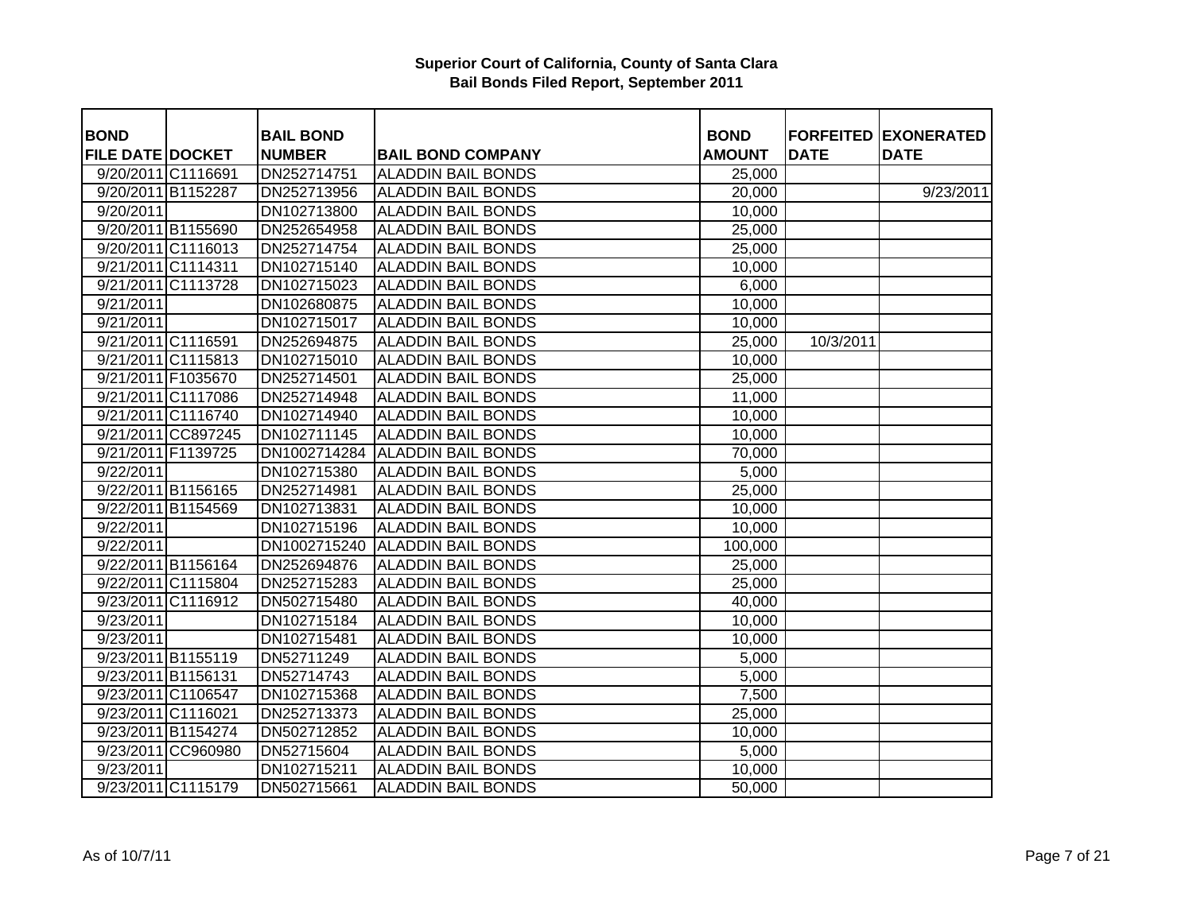**Superior Court of California, County of Santa Clara**
**Bail Bonds Filed Report, September 2011**

| BOND FILE DATE | DOCKET | BAIL BOND NUMBER | BAIL BOND COMPANY | BOND AMOUNT | FORFEITED DATE | EXONERATED DATE |
|---|---|---|---|---|---|---|
| 9/20/2011 | C1116691 | DN252714751 | ALADDIN BAIL BONDS | 25,000 | | |
| 9/20/2011 | B1152287 | DN252713956 | ALADDIN BAIL BONDS | 20,000 | | 9/23/2011 |
| 9/20/2011 | | DN102713800 | ALADDIN BAIL BONDS | 10,000 | | |
| 9/20/2011 | B1155690 | DN252654958 | ALADDIN BAIL BONDS | 25,000 | | |
| 9/20/2011 | C1116013 | DN252714754 | ALADDIN BAIL BONDS | 25,000 | | |
| 9/21/2011 | C1114311 | DN102715140 | ALADDIN BAIL BONDS | 10,000 | | |
| 9/21/2011 | C1113728 | DN102715023 | ALADDIN BAIL BONDS | 6,000 | | |
| 9/21/2011 | | DN102680875 | ALADDIN BAIL BONDS | 10,000 | | |
| 9/21/2011 | | DN102715017 | ALADDIN BAIL BONDS | 10,000 | | |
| 9/21/2011 | C1116591 | DN252694875 | ALADDIN BAIL BONDS | 25,000 | 10/3/2011 | |
| 9/21/2011 | C1115813 | DN102715010 | ALADDIN BAIL BONDS | 10,000 | | |
| 9/21/2011 | F1035670 | DN252714501 | ALADDIN BAIL BONDS | 25,000 | | |
| 9/21/2011 | C1117086 | DN252714948 | ALADDIN BAIL BONDS | 11,000 | | |
| 9/21/2011 | C1116740 | DN102714940 | ALADDIN BAIL BONDS | 10,000 | | |
| 9/21/2011 | CC897245 | DN102711145 | ALADDIN BAIL BONDS | 10,000 | | |
| 9/21/2011 | F1139725 | DN1002714284 | ALADDIN BAIL BONDS | 70,000 | | |
| 9/22/2011 | | DN102715380 | ALADDIN BAIL BONDS | 5,000 | | |
| 9/22/2011 | B1156165 | DN252714981 | ALADDIN BAIL BONDS | 25,000 | | |
| 9/22/2011 | B1154569 | DN102713831 | ALADDIN BAIL BONDS | 10,000 | | |
| 9/22/2011 | | DN102715196 | ALADDIN BAIL BONDS | 10,000 | | |
| 9/22/2011 | | DN1002715240 | ALADDIN BAIL BONDS | 100,000 | | |
| 9/22/2011 | B1156164 | DN252694876 | ALADDIN BAIL BONDS | 25,000 | | |
| 9/22/2011 | C1115804 | DN252715283 | ALADDIN BAIL BONDS | 25,000 | | |
| 9/23/2011 | C1116912 | DN502715480 | ALADDIN BAIL BONDS | 40,000 | | |
| 9/23/2011 | | DN102715184 | ALADDIN BAIL BONDS | 10,000 | | |
| 9/23/2011 | | DN102715481 | ALADDIN BAIL BONDS | 10,000 | | |
| 9/23/2011 | B1155119 | DN52711249 | ALADDIN BAIL BONDS | 5,000 | | |
| 9/23/2011 | B1156131 | DN52714743 | ALADDIN BAIL BONDS | 5,000 | | |
| 9/23/2011 | C1106547 | DN102715368 | ALADDIN BAIL BONDS | 7,500 | | |
| 9/23/2011 | C1116021 | DN252713373 | ALADDIN BAIL BONDS | 25,000 | | |
| 9/23/2011 | B1154274 | DN502712852 | ALADDIN BAIL BONDS | 10,000 | | |
| 9/23/2011 | CC960980 | DN52715604 | ALADDIN BAIL BONDS | 5,000 | | |
| 9/23/2011 | | DN102715211 | ALADDIN BAIL BONDS | 10,000 | | |
| 9/23/2011 | C1115179 | DN502715661 | ALADDIN BAIL BONDS | 50,000 | | |

As of 10/7/11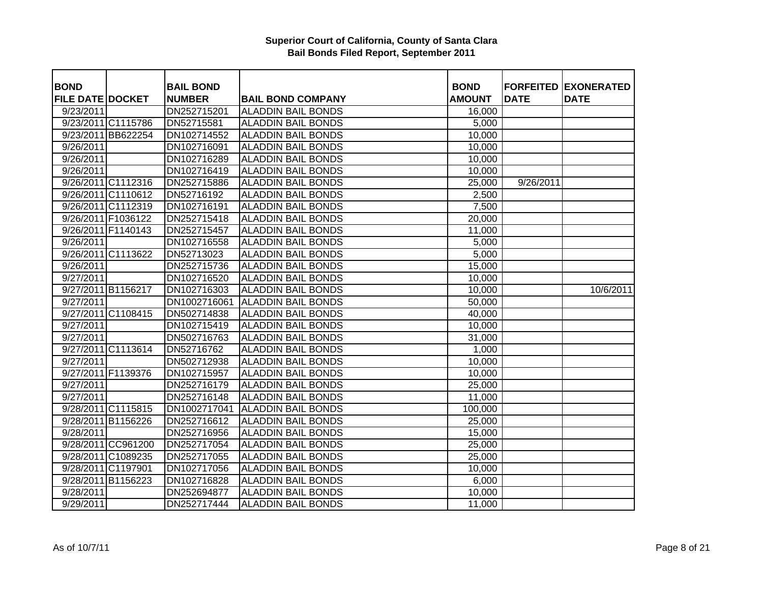# Superior Court of California, County of Santa Clara
## Bail Bonds Filed Report, September 2011

| BOND FILE DATE | DOCKET | BAIL BOND NUMBER | BAIL BOND COMPANY | BOND AMOUNT | FORFEITED DATE | EXONERATED DATE |
|---|---|---|---|---|---|---|
| 9/23/2011 | | DN252715201 | ALADDIN BAIL BONDS | 16,000 | | |
| 9/23/2011 | C1115786 | DN52715581 | ALADDIN BAIL BONDS | 5,000 | | |
| 9/23/2011 | BB622254 | DN102714552 | ALADDIN BAIL BONDS | 10,000 | | |
| 9/26/2011 | | DN102716091 | ALADDIN BAIL BONDS | 10,000 | | |
| 9/26/2011 | | DN102716289 | ALADDIN BAIL BONDS | 10,000 | | |
| 9/26/2011 | | DN102716419 | ALADDIN BAIL BONDS | 10,000 | | |
| 9/26/2011 | C1112316 | DN252715886 | ALADDIN BAIL BONDS | 25,000 | 9/26/2011 | |
| 9/26/2011 | C1110612 | DN52716192 | ALADDIN BAIL BONDS | 2,500 | | |
| 9/26/2011 | C1112319 | DN102716191 | ALADDIN BAIL BONDS | 7,500 | | |
| 9/26/2011 | F1036122 | DN252715418 | ALADDIN BAIL BONDS | 20,000 | | |
| 9/26/2011 | F1140143 | DN252715457 | ALADDIN BAIL BONDS | 11,000 | | |
| 9/26/2011 | | DN102716558 | ALADDIN BAIL BONDS | 5,000 | | |
| 9/26/2011 | C1113622 | DN52713023 | ALADDIN BAIL BONDS | 5,000 | | |
| 9/26/2011 | | DN252715736 | ALADDIN BAIL BONDS | 15,000 | | |
| 9/27/2011 | | DN102716520 | ALADDIN BAIL BONDS | 10,000 | | |
| 9/27/2011 | B1156217 | DN102716303 | ALADDIN BAIL BONDS | 10,000 | | 10/6/2011 |
| 9/27/2011 | | DN1002716061 | ALADDIN BAIL BONDS | 50,000 | | |
| 9/27/2011 | C1108415 | DN502714838 | ALADDIN BAIL BONDS | 40,000 | | |
| 9/27/2011 | | DN102715419 | ALADDIN BAIL BONDS | 10,000 | | |
| 9/27/2011 | | DN502716763 | ALADDIN BAIL BONDS | 31,000 | | |
| 9/27/2011 | C1113614 | DN52716762 | ALADDIN BAIL BONDS | 1,000 | | |
| 9/27/2011 | | DN502712938 | ALADDIN BAIL BONDS | 10,000 | | |
| 9/27/2011 | F1139376 | DN102715957 | ALADDIN BAIL BONDS | 10,000 | | |
| 9/27/2011 | | DN252716179 | ALADDIN BAIL BONDS | 25,000 | | |
| 9/27/2011 | | DN252716148 | ALADDIN BAIL BONDS | 11,000 | | |
| 9/28/2011 | C1115815 | DN1002717041 | ALADDIN BAIL BONDS | 100,000 | | |
| 9/28/2011 | B1156226 | DN252716612 | ALADDIN BAIL BONDS | 25,000 | | |
| 9/28/2011 | | DN252716956 | ALADDIN BAIL BONDS | 15,000 | | |
| 9/28/2011 | CC961200 | DN252717054 | ALADDIN BAIL BONDS | 25,000 | | |
| 9/28/2011 | C1089235 | DN252717055 | ALADDIN BAIL BONDS | 25,000 | | |
| 9/28/2011 | C1197901 | DN102717056 | ALADDIN BAIL BONDS | 10,000 | | |
| 9/28/2011 | B1156223 | DN102716828 | ALADDIN BAIL BONDS | 6,000 | | |
| 9/28/2011 | | DN252694877 | ALADDIN BAIL BONDS | 10,000 | | |
| 9/29/2011 | | DN252717444 | ALADDIN BAIL BONDS | 11,000 | | |

As of 10/7/11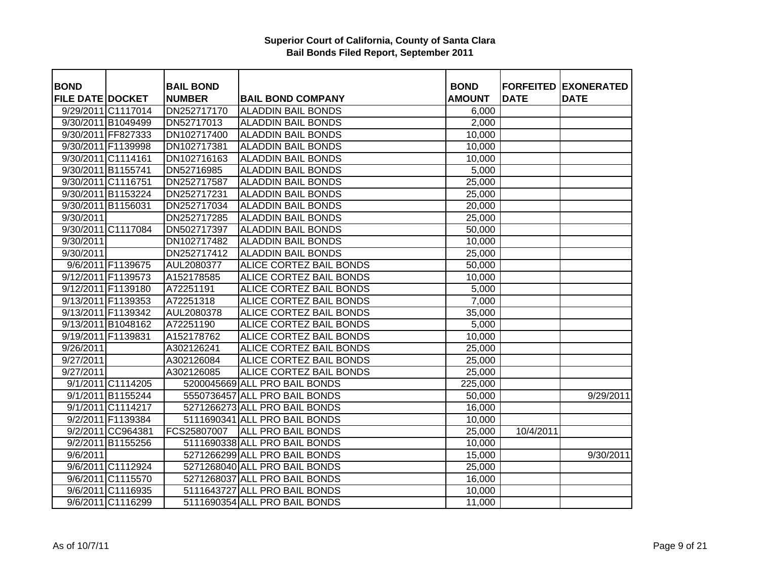**Superior Court of California, County of Santa Clara**
**Bail Bonds Filed Report, September 2011**

| BOND FILE DATE | DOCKET | BAIL BOND NUMBER | BAIL BOND COMPANY | BOND AMOUNT | FORFEITED DATE | EXONERATED DATE |
|---|---|---|---|---|---|---|
| 9/29/2011 | C1117014 | DN252717170 | ALADDIN BAIL BONDS | 6,000 | | |
| 9/30/2011 | B1049499 | DN52717013 | ALADDIN BAIL BONDS | 2,000 | | |
| 9/30/2011 | FF827333 | DN102717400 | ALADDIN BAIL BONDS | 10,000 | | |
| 9/30/2011 | F1139998 | DN102717381 | ALADDIN BAIL BONDS | 10,000 | | |
| 9/30/2011 | C1114161 | DN102716163 | ALADDIN BAIL BONDS | 10,000 | | |
| 9/30/2011 | B1155741 | DN52716985 | ALADDIN BAIL BONDS | 5,000 | | |
| 9/30/2011 | C1116751 | DN252717587 | ALADDIN BAIL BONDS | 25,000 | | |
| 9/30/2011 | B1153224 | DN252717231 | ALADDIN BAIL BONDS | 25,000 | | |
| 9/30/2011 | B1156031 | DN252717034 | ALADDIN BAIL BONDS | 20,000 | | |
| 9/30/2011 | | DN252717285 | ALADDIN BAIL BONDS | 25,000 | | |
| 9/30/2011 | C1117084 | DN502717397 | ALADDIN BAIL BONDS | 50,000 | | |
| 9/30/2011 | | DN102717482 | ALADDIN BAIL BONDS | 10,000 | | |
| 9/30/2011 | | DN252717412 | ALADDIN BAIL BONDS | 25,000 | | |
| 9/6/2011 | F1139675 | AUL2080377 | ALICE CORTEZ BAIL BONDS | 50,000 | | |
| 9/12/2011 | F1139573 | A152178585 | ALICE CORTEZ BAIL BONDS | 10,000 | | |
| 9/12/2011 | F1139180 | A72251191 | ALICE CORTEZ BAIL BONDS | 5,000 | | |
| 9/13/2011 | F1139353 | A72251318 | ALICE CORTEZ BAIL BONDS | 7,000 | | |
| 9/13/2011 | F1139342 | AUL2080378 | ALICE CORTEZ BAIL BONDS | 35,000 | | |
| 9/13/2011 | B1048162 | A72251190 | ALICE CORTEZ BAIL BONDS | 5,000 | | |
| 9/19/2011 | F1139831 | A152178762 | ALICE CORTEZ BAIL BONDS | 10,000 | | |
| 9/26/2011 | | A302126241 | ALICE CORTEZ BAIL BONDS | 25,000 | | |
| 9/27/2011 | | A302126084 | ALICE CORTEZ BAIL BONDS | 25,000 | | |
| 9/27/2011 | | A302126085 | ALICE CORTEZ BAIL BONDS | 25,000 | | |
| 9/1/2011 | C1114205 | 5200045669 | ALL PRO BAIL BONDS | 225,000 | | |
| 9/1/2011 | B1155244 | 5550736457 | ALL PRO BAIL BONDS | 50,000 | | 9/29/2011 |
| 9/1/2011 | C1114217 | 5271266273 | ALL PRO BAIL BONDS | 16,000 | | |
| 9/2/2011 | F1139384 | 5111690341 | ALL PRO BAIL BONDS | 10,000 | | |
| 9/2/2011 | CC964381 | FCS25807007 | ALL PRO BAIL BONDS | 25,000 | 10/4/2011 | |
| 9/2/2011 | B1155256 | 5111690338 | ALL PRO BAIL BONDS | 10,000 | | |
| 9/6/2011 | | 5271266299 | ALL PRO BAIL BONDS | 15,000 | | 9/30/2011 |
| 9/6/2011 | C1112924 | 5271268040 | ALL PRO BAIL BONDS | 25,000 | | |
| 9/6/2011 | C1115570 | 5271268037 | ALL PRO BAIL BONDS | 16,000 | | |
| 9/6/2011 | C1116935 | 5111643727 | ALL PRO BAIL BONDS | 10,000 | | |
| 9/6/2011 | C1116299 | 5111690354 | ALL PRO BAIL BONDS | 11,000 | | |

As of 10/7/11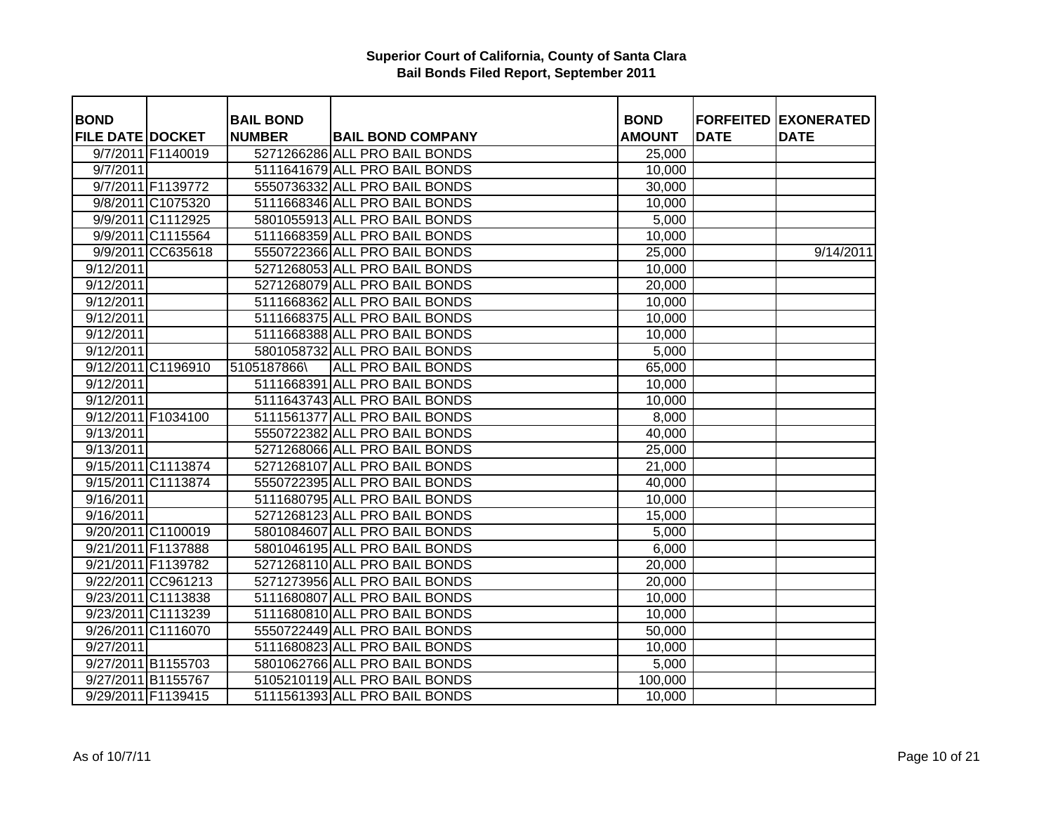# Superior Court of California, County of Santa Clara
## Bail Bonds Filed Report, September 2011

| BOND FILE DATE | DOCKET | BAIL BOND NUMBER | BAIL BOND COMPANY | BOND AMOUNT | FORFEITED DATE | EXONERATED DATE |
|---|---|---|---|---|---|---|
| 9/7/2011 | F1140019 | 5271266286 | ALL PRO BAIL BONDS | 25,000 | | |
| 9/7/2011 | | 5111641679 | ALL PRO BAIL BONDS | 10,000 | | |
| 9/7/2011 | F1139772 | 5550736332 | ALL PRO BAIL BONDS | 30,000 | | |
| 9/8/2011 | C1075320 | 5111668346 | ALL PRO BAIL BONDS | 10,000 | | |
| 9/9/2011 | C1112925 | 5801055913 | ALL PRO BAIL BONDS | 5,000 | | |
| 9/9/2011 | C1115564 | 5111668359 | ALL PRO BAIL BONDS | 10,000 | | |
| 9/9/2011 | CC635618 | 5550722366 | ALL PRO BAIL BONDS | 25,000 | | 9/14/2011 |
| 9/12/2011 | | 5271268053 | ALL PRO BAIL BONDS | 10,000 | | |
| 9/12/2011 | | 5271268079 | ALL PRO BAIL BONDS | 20,000 | | |
| 9/12/2011 | | 5111668362 | ALL PRO BAIL BONDS | 10,000 | | |
| 9/12/2011 | | 5111668375 | ALL PRO BAIL BONDS | 10,000 | | |
| 9/12/2011 | | 5111668388 | ALL PRO BAIL BONDS | 10,000 | | |
| 9/12/2011 | | 5801058732 | ALL PRO BAIL BONDS | 5,000 | | |
| 9/12/2011 | C1196910 | 5105187866\ | ALL PRO BAIL BONDS | 65,000 | | |
| 9/12/2011 | | 5111668391 | ALL PRO BAIL BONDS | 10,000 | | |
| 9/12/2011 | | 5111643743 | ALL PRO BAIL BONDS | 10,000 | | |
| 9/12/2011 | F1034100 | 5111561377 | ALL PRO BAIL BONDS | 8,000 | | |
| 9/13/2011 | | 5550722382 | ALL PRO BAIL BONDS | 40,000 | | |
| 9/13/2011 | | 5271268066 | ALL PRO BAIL BONDS | 25,000 | | |
| 9/15/2011 | C1113874 | 5271268107 | ALL PRO BAIL BONDS | 21,000 | | |
| 9/15/2011 | C1113874 | 5550722395 | ALL PRO BAIL BONDS | 40,000 | | |
| 9/16/2011 | | 5111680795 | ALL PRO BAIL BONDS | 10,000 | | |
| 9/16/2011 | | 5271268123 | ALL PRO BAIL BONDS | 15,000 | | |
| 9/20/2011 | C1100019 | 5801084607 | ALL PRO BAIL BONDS | 5,000 | | |
| 9/21/2011 | F1137888 | 5801046195 | ALL PRO BAIL BONDS | 6,000 | | |
| 9/21/2011 | F1139782 | 5271268110 | ALL PRO BAIL BONDS | 20,000 | | |
| 9/22/2011 | CC961213 | 5271273956 | ALL PRO BAIL BONDS | 20,000 | | |
| 9/23/2011 | C1113838 | 5111680807 | ALL PRO BAIL BONDS | 10,000 | | |
| 9/23/2011 | C1113239 | 5111680810 | ALL PRO BAIL BONDS | 10,000 | | |
| 9/26/2011 | C1116070 | 5550722449 | ALL PRO BAIL BONDS | 50,000 | | |
| 9/27/2011 | | 5111680823 | ALL PRO BAIL BONDS | 10,000 | | |
| 9/27/2011 | B1155703 | 5801062766 | ALL PRO BAIL BONDS | 5,000 | | |
| 9/27/2011 | B1155767 | 5105210119 | ALL PRO BAIL BONDS | 100,000 | | |
| 9/29/2011 | F1139415 | 5111561393 | ALL PRO BAIL BONDS | 10,000 | | |

As of 10/7/11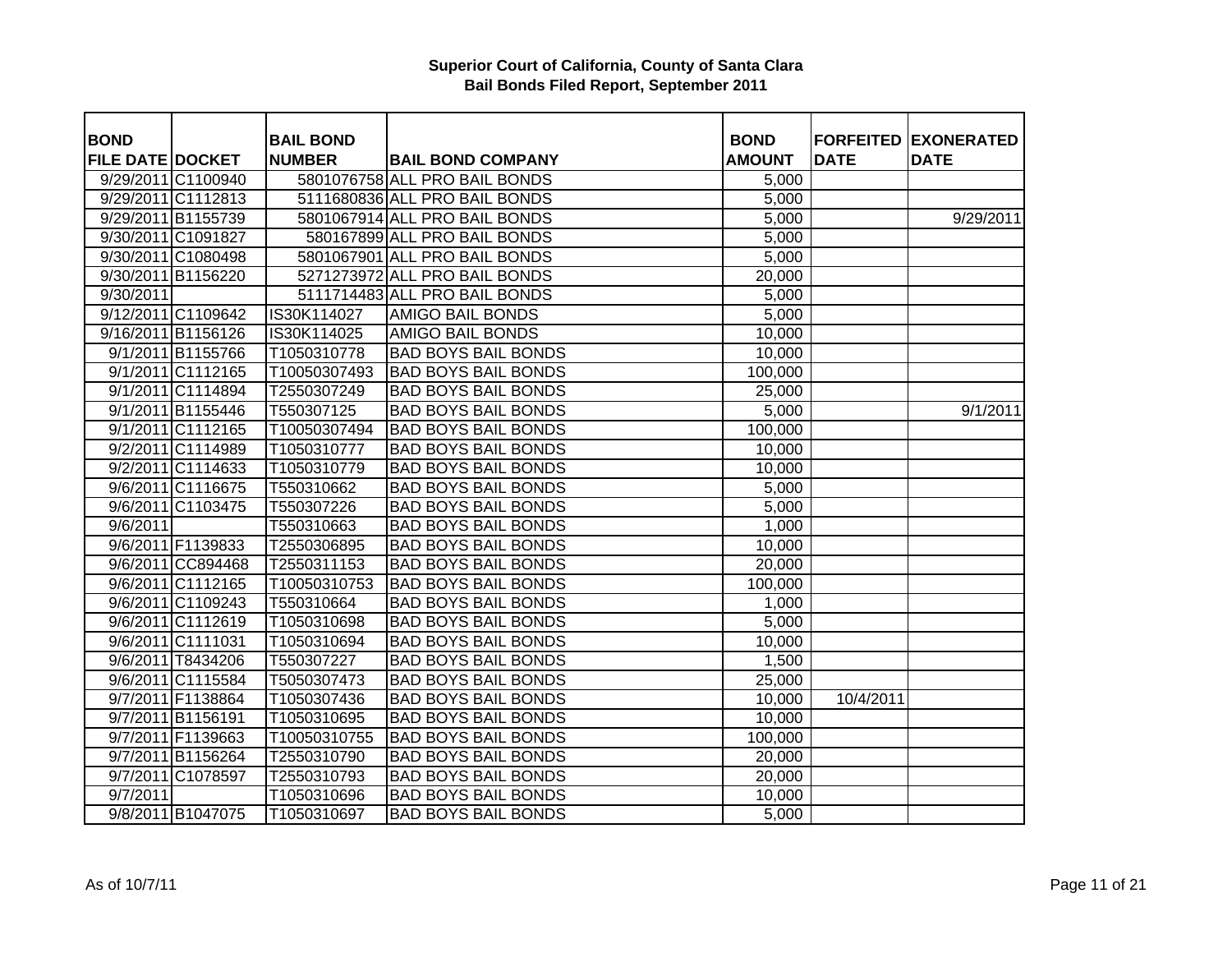# Superior Court of California, County of Santa Clara
## Bail Bonds Filed Report, September 2011

| BOND FILE DATE | DOCKET | BAIL BOND NUMBER | BAIL BOND COMPANY | BOND AMOUNT | FORFEITED DATE | EXONERATED DATE |
|---|---|---|---|---|---|---|
| 9/29/2011 | C1100940 | 5801076758 | ALL PRO BAIL BONDS | 5,000 | | |
| 9/29/2011 | C1112813 | 5111680836 | ALL PRO BAIL BONDS | 5,000 | | |
| 9/29/2011 | B1155739 | 5801067914 | ALL PRO BAIL BONDS | 5,000 | | 9/29/2011 |
| 9/30/2011 | C1091827 | 580167899 | ALL PRO BAIL BONDS | 5,000 | | |
| 9/30/2011 | C1080498 | 5801067901 | ALL PRO BAIL BONDS | 5,000 | | |
| 9/30/2011 | B1156220 | 5271273972 | ALL PRO BAIL BONDS | 20,000 | | |
| 9/30/2011 | | 5111714483 | ALL PRO BAIL BONDS | 5,000 | | |
| 9/12/2011 | C1109642 | IS30K114027 | AMIGO BAIL BONDS | 5,000 | | |
| 9/16/2011 | B1156126 | IS30K114025 | AMIGO BAIL BONDS | 10,000 | | |
| 9/1/2011 | B1155766 | T1050310778 | BAD BOYS BAIL BONDS | 10,000 | | |
| 9/1/2011 | C1112165 | T10050307493 | BAD BOYS BAIL BONDS | 100,000 | | |
| 9/1/2011 | C1114894 | T2550307249 | BAD BOYS BAIL BONDS | 25,000 | | |
| 9/1/2011 | B1155446 | T550307125 | BAD BOYS BAIL BONDS | 5,000 | | 9/1/2011 |
| 9/1/2011 | C1112165 | T10050307494 | BAD BOYS BAIL BONDS | 100,000 | | |
| 9/2/2011 | C1114989 | T1050310777 | BAD BOYS BAIL BONDS | 10,000 | | |
| 9/2/2011 | C1114633 | T1050310779 | BAD BOYS BAIL BONDS | 10,000 | | |
| 9/6/2011 | C1116675 | T550310662 | BAD BOYS BAIL BONDS | 5,000 | | |
| 9/6/2011 | C1103475 | T550307226 | BAD BOYS BAIL BONDS | 5,000 | | |
| 9/6/2011 | | T550310663 | BAD BOYS BAIL BONDS | 1,000 | | |
| 9/6/2011 | F1139833 | T2550306895 | BAD BOYS BAIL BONDS | 10,000 | | |
| 9/6/2011 | CC894468 | T2550311153 | BAD BOYS BAIL BONDS | 20,000 | | |
| 9/6/2011 | C1112165 | T10050310753 | BAD BOYS BAIL BONDS | 100,000 | | |
| 9/6/2011 | C1109243 | T550310664 | BAD BOYS BAIL BONDS | 1,000 | | |
| 9/6/2011 | C1112619 | T1050310698 | BAD BOYS BAIL BONDS | 5,000 | | |
| 9/6/2011 | C1111031 | T1050310694 | BAD BOYS BAIL BONDS | 10,000 | | |
| 9/6/2011 | T8434206 | T550307227 | BAD BOYS BAIL BONDS | 1,500 | | |
| 9/6/2011 | C1115584 | T5050307473 | BAD BOYS BAIL BONDS | 25,000 | | |
| 9/7/2011 | F1138864 | T1050307436 | BAD BOYS BAIL BONDS | 10,000 | 10/4/2011 | |
| 9/7/2011 | B1156191 | T1050310695 | BAD BOYS BAIL BONDS | 10,000 | | |
| 9/7/2011 | F1139663 | T10050310755 | BAD BOYS BAIL BONDS | 100,000 | | |
| 9/7/2011 | B1156264 | T2550310790 | BAD BOYS BAIL BONDS | 20,000 | | |
| 9/7/2011 | C1078597 | T2550310793 | BAD BOYS BAIL BONDS | 20,000 | | |
| 9/7/2011 | | T1050310696 | BAD BOYS BAIL BONDS | 10,000 | | |
| 9/8/2011 | B1047075 | T1050310697 | BAD BOYS BAIL BONDS | 5,000 | | |

As of 10/7/11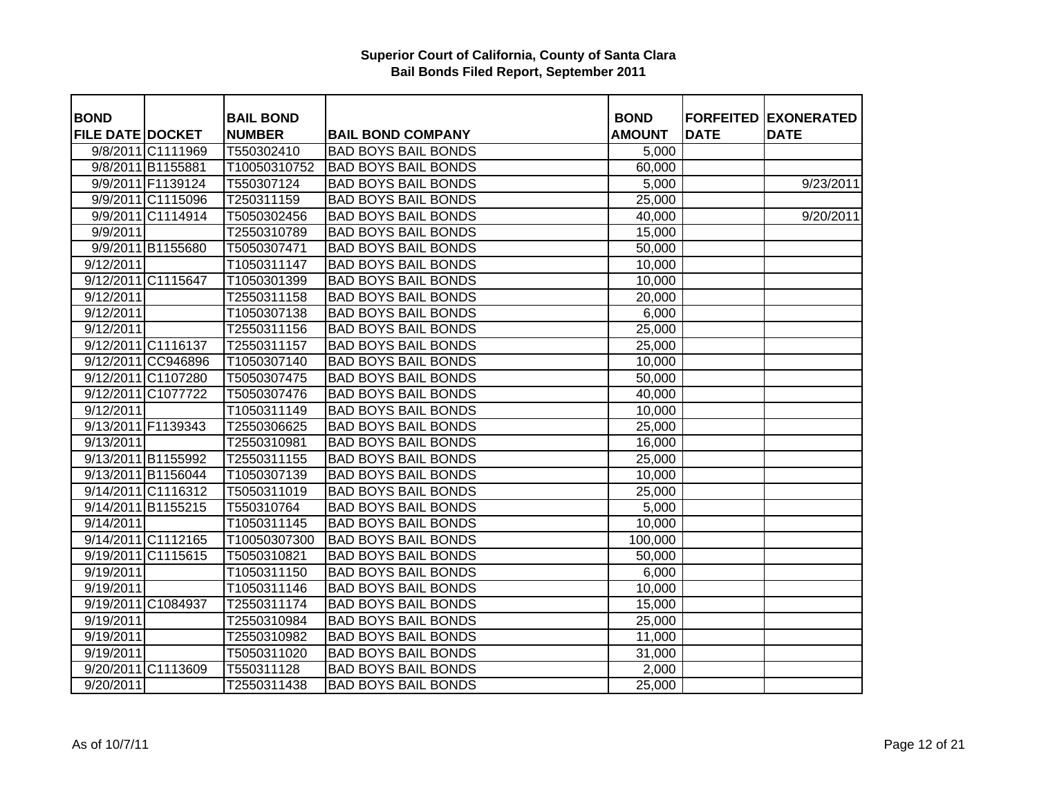# Superior Court of California, County of Santa Clara
## Bail Bonds Filed Report, September 2011

| BOND FILE DATE | DOCKET | BAIL BOND NUMBER | BAIL BOND COMPANY | BOND AMOUNT | FORFEITED DATE | EXONERATED DATE |
|---|---|---|---|---|---|---|
| 9/8/2011 | C1111969 | T550302410 | BAD BOYS BAIL BONDS | 5,000 | | |
| 9/8/2011 | B1155881 | T10050310752 | BAD BOYS BAIL BONDS | 60,000 | | |
| 9/9/2011 | F1139124 | T550307124 | BAD BOYS BAIL BONDS | 5,000 | | 9/23/2011 |
| 9/9/2011 | C1115096 | T250311159 | BAD BOYS BAIL BONDS | 25,000 | | |
| 9/9/2011 | C1114914 | T5050302456 | BAD BOYS BAIL BONDS | 40,000 | | 9/20/2011 |
| 9/9/2011 | | T2550310789 | BAD BOYS BAIL BONDS | 15,000 | | |
| 9/9/2011 | B1155680 | T5050307471 | BAD BOYS BAIL BONDS | 50,000 | | |
| 9/12/2011 | | T1050311147 | BAD BOYS BAIL BONDS | 10,000 | | |
| 9/12/2011 | C1115647 | T1050301399 | BAD BOYS BAIL BONDS | 10,000 | | |
| 9/12/2011 | | T2550311158 | BAD BOYS BAIL BONDS | 20,000 | | |
| 9/12/2011 | | T1050307138 | BAD BOYS BAIL BONDS | 6,000 | | |
| 9/12/2011 | | T2550311156 | BAD BOYS BAIL BONDS | 25,000 | | |
| 9/12/2011 | C1116137 | T2550311157 | BAD BOYS BAIL BONDS | 25,000 | | |
| 9/12/2011 | CC946896 | T1050307140 | BAD BOYS BAIL BONDS | 10,000 | | |
| 9/12/2011 | C1107280 | T5050307475 | BAD BOYS BAIL BONDS | 50,000 | | |
| 9/12/2011 | C1077722 | T5050307476 | BAD BOYS BAIL BONDS | 40,000 | | |
| 9/12/2011 | | T1050311149 | BAD BOYS BAIL BONDS | 10,000 | | |
| 9/13/2011 | F1139343 | T2550306625 | BAD BOYS BAIL BONDS | 25,000 | | |
| 9/13/2011 | | T2550310981 | BAD BOYS BAIL BONDS | 16,000 | | |
| 9/13/2011 | B1155992 | T2550311155 | BAD BOYS BAIL BONDS | 25,000 | | |
| 9/13/2011 | B1156044 | T1050307139 | BAD BOYS BAIL BONDS | 10,000 | | |
| 9/14/2011 | C1116312 | T5050311019 | BAD BOYS BAIL BONDS | 25,000 | | |
| 9/14/2011 | B1155215 | T550310764 | BAD BOYS BAIL BONDS | 5,000 | | |
| 9/14/2011 | | T1050311145 | BAD BOYS BAIL BONDS | 10,000 | | |
| 9/14/2011 | C1112165 | T10050307300 | BAD BOYS BAIL BONDS | 100,000 | | |
| 9/19/2011 | C1115615 | T5050310821 | BAD BOYS BAIL BONDS | 50,000 | | |
| 9/19/2011 | | T1050311150 | BAD BOYS BAIL BONDS | 6,000 | | |
| 9/19/2011 | | T1050311146 | BAD BOYS BAIL BONDS | 10,000 | | |
| 9/19/2011 | C1084937 | T2550311174 | BAD BOYS BAIL BONDS | 15,000 | | |
| 9/19/2011 | | T2550310984 | BAD BOYS BAIL BONDS | 25,000 | | |
| 9/19/2011 | | T2550310982 | BAD BOYS BAIL BONDS | 11,000 | | |
| 9/19/2011 | | T5050311020 | BAD BOYS BAIL BONDS | 31,000 | | |
| 9/20/2011 | C1113609 | T550311128 | BAD BOYS BAIL BONDS | 2,000 | | |
| 9/20/2011 | | T2550311438 | BAD BOYS BAIL BONDS | 25,000 | | |

As of 10/7/11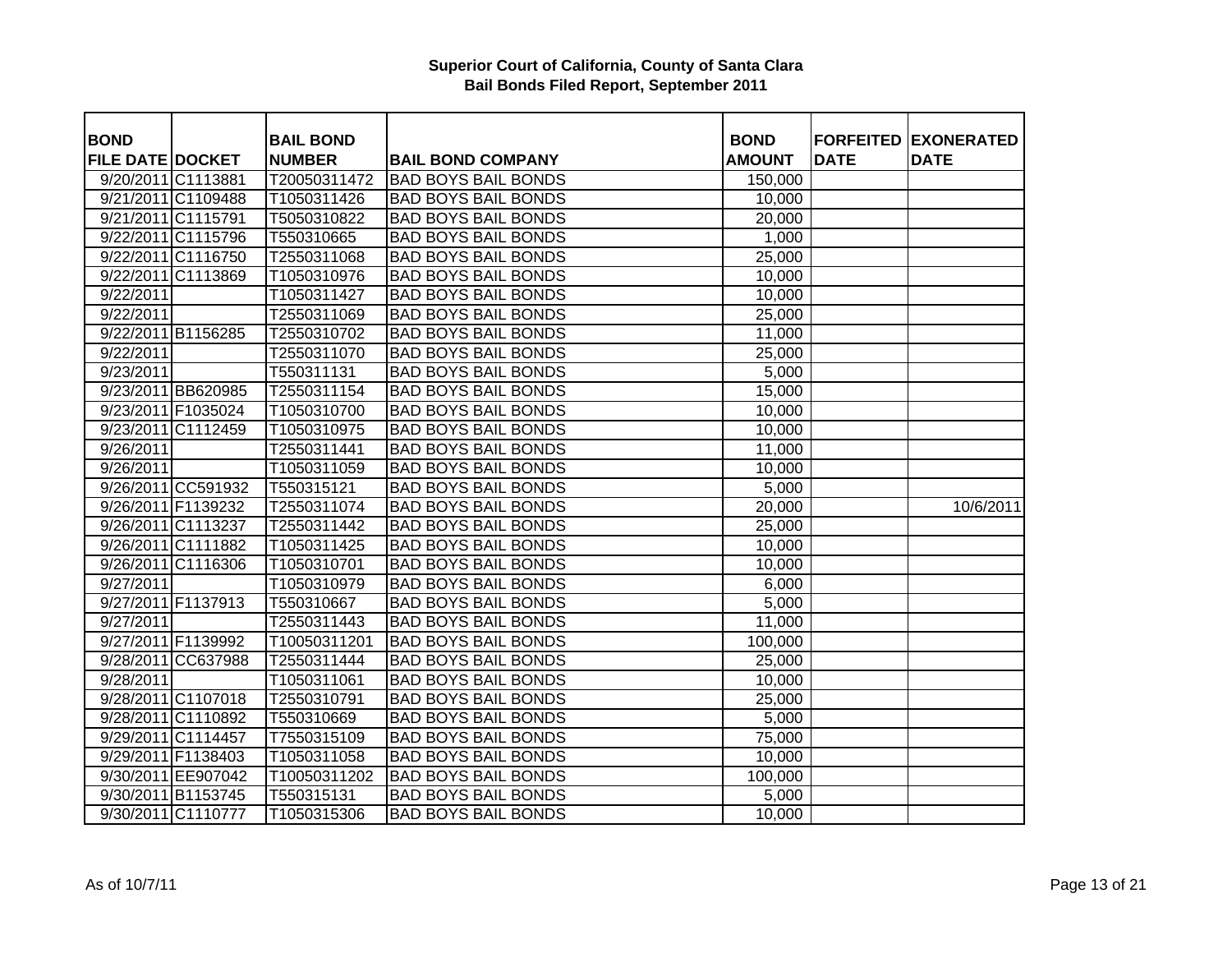**Superior Court of California, County of Santa Clara**
**Bail Bonds Filed Report, September 2011**

| BOND FILE DATE | DOCKET | BAIL BOND NUMBER | BAIL BOND COMPANY | BOND AMOUNT | FORFEITED DATE | EXONERATED DATE |
|---|---|---|---|---|---|---|
| 9/20/2011 | C1113881 | T20050311472 | BAD BOYS BAIL BONDS | 150,000 | | |
| 9/21/2011 | C1109488 | T1050311426 | BAD BOYS BAIL BONDS | 10,000 | | |
| 9/21/2011 | C1115791 | T5050310822 | BAD BOYS BAIL BONDS | 20,000 | | |
| 9/22/2011 | C1115796 | T550310665 | BAD BOYS BAIL BONDS | 1,000 | | |
| 9/22/2011 | C1116750 | T2550311068 | BAD BOYS BAIL BONDS | 25,000 | | |
| 9/22/2011 | C1113869 | T1050310976 | BAD BOYS BAIL BONDS | 10,000 | | |
| 9/22/2011 | | T1050311427 | BAD BOYS BAIL BONDS | 10,000 | | |
| 9/22/2011 | | T2550311069 | BAD BOYS BAIL BONDS | 25,000 | | |
| 9/22/2011 | B1156285 | T2550310702 | BAD BOYS BAIL BONDS | 11,000 | | |
| 9/22/2011 | | T2550311070 | BAD BOYS BAIL BONDS | 25,000 | | |
| 9/23/2011 | | T550311131 | BAD BOYS BAIL BONDS | 5,000 | | |
| 9/23/2011 | BB620985 | T2550311154 | BAD BOYS BAIL BONDS | 15,000 | | |
| 9/23/2011 | F1035024 | T1050310700 | BAD BOYS BAIL BONDS | 10,000 | | |
| 9/23/2011 | C1112459 | T1050310975 | BAD BOYS BAIL BONDS | 10,000 | | |
| 9/26/2011 | | T2550311441 | BAD BOYS BAIL BONDS | 11,000 | | |
| 9/26/2011 | | T1050311059 | BAD BOYS BAIL BONDS | 10,000 | | |
| 9/26/2011 | CC591932 | T550315121 | BAD BOYS BAIL BONDS | 5,000 | | |
| 9/26/2011 | F1139232 | T2550311074 | BAD BOYS BAIL BONDS | 20,000 | | 10/6/2011 |
| 9/26/2011 | C1113237 | T2550311442 | BAD BOYS BAIL BONDS | 25,000 | | |
| 9/26/2011 | C1111882 | T1050311425 | BAD BOYS BAIL BONDS | 10,000 | | |
| 9/26/2011 | C1116306 | T1050310701 | BAD BOYS BAIL BONDS | 10,000 | | |
| 9/27/2011 | | T1050310979 | BAD BOYS BAIL BONDS | 6,000 | | |
| 9/27/2011 | F1137913 | T550310667 | BAD BOYS BAIL BONDS | 5,000 | | |
| 9/27/2011 | | T2550311443 | BAD BOYS BAIL BONDS | 11,000 | | |
| 9/27/2011 | F1139992 | T10050311201 | BAD BOYS BAIL BONDS | 100,000 | | |
| 9/28/2011 | CC637988 | T2550311444 | BAD BOYS BAIL BONDS | 25,000 | | |
| 9/28/2011 | | T1050311061 | BAD BOYS BAIL BONDS | 10,000 | | |
| 9/28/2011 | C1107018 | T2550310791 | BAD BOYS BAIL BONDS | 25,000 | | |
| 9/28/2011 | C1110892 | T550310669 | BAD BOYS BAIL BONDS | 5,000 | | |
| 9/29/2011 | C1114457 | T7550315109 | BAD BOYS BAIL BONDS | 75,000 | | |
| 9/29/2011 | F1138403 | T1050311058 | BAD BOYS BAIL BONDS | 10,000 | | |
| 9/30/2011 | EE907042 | T10050311202 | BAD BOYS BAIL BONDS | 100,000 | | |
| 9/30/2011 | B1153745 | T550315131 | BAD BOYS BAIL BONDS | 5,000 | | |
| 9/30/2011 | C1110777 | T1050315306 | BAD BOYS BAIL BONDS | 10,000 | | |

As of 10/7/11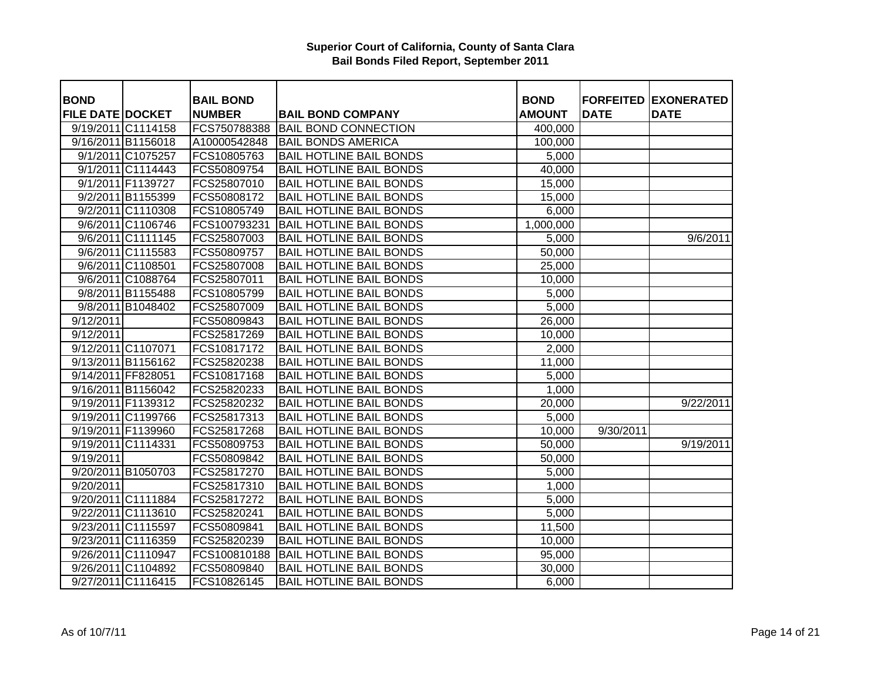# Superior Court of California, County of Santa Clara
## Bail Bonds Filed Report, September 2011

| BOND FILE DATE | DOCKET | BAIL BOND NUMBER | BAIL BOND COMPANY | BOND AMOUNT | FORFEITED DATE | EXONERATED DATE |
|---|---|---|---|---|---|---|
| 9/19/2011 | C1114158 | FCS750788388 | BAIL BOND CONNECTION | 400,000 | | |
| 9/16/2011 | B1156018 | A10000542848 | BAIL BONDS AMERICA | 100,000 | | |
| 9/1/2011 | C1075257 | FCS10805763 | BAIL HOTLINE BAIL BONDS | 5,000 | | |
| 9/1/2011 | C1114443 | FCS50809754 | BAIL HOTLINE BAIL BONDS | 40,000 | | |
| 9/1/2011 | F1139727 | FCS25807010 | BAIL HOTLINE BAIL BONDS | 15,000 | | |
| 9/2/2011 | B1155399 | FCS50808172 | BAIL HOTLINE BAIL BONDS | 15,000 | | |
| 9/2/2011 | C1110308 | FCS10805749 | BAIL HOTLINE BAIL BONDS | 6,000 | | |
| 9/6/2011 | C1106746 | FCS100793231 | BAIL HOTLINE BAIL BONDS | 1,000,000 | | |
| 9/6/2011 | C1111145 | FCS25807003 | BAIL HOTLINE BAIL BONDS | 5,000 | | 9/6/2011 |
| 9/6/2011 | C1115583 | FCS50809757 | BAIL HOTLINE BAIL BONDS | 50,000 | | |
| 9/6/2011 | C1108501 | FCS25807008 | BAIL HOTLINE BAIL BONDS | 25,000 | | |
| 9/6/2011 | C1088764 | FCS25807011 | BAIL HOTLINE BAIL BONDS | 10,000 | | |
| 9/8/2011 | B1155488 | FCS10805799 | BAIL HOTLINE BAIL BONDS | 5,000 | | |
| 9/8/2011 | B1048402 | FCS25807009 | BAIL HOTLINE BAIL BONDS | 5,000 | | |
| 9/12/2011 | | FCS50809843 | BAIL HOTLINE BAIL BONDS | 26,000 | | |
| 9/12/2011 | | FCS25817269 | BAIL HOTLINE BAIL BONDS | 10,000 | | |
| 9/12/2011 | C1107071 | FCS10817172 | BAIL HOTLINE BAIL BONDS | 2,000 | | |
| 9/13/2011 | B1156162 | FCS25820238 | BAIL HOTLINE BAIL BONDS | 11,000 | | |
| 9/14/2011 | FF828051 | FCS10817168 | BAIL HOTLINE BAIL BONDS | 5,000 | | |
| 9/16/2011 | B1156042 | FCS25820233 | BAIL HOTLINE BAIL BONDS | 1,000 | | |
| 9/19/2011 | F1139312 | FCS25820232 | BAIL HOTLINE BAIL BONDS | 20,000 | | 9/22/2011 |
| 9/19/2011 | C1199766 | FCS25817313 | BAIL HOTLINE BAIL BONDS | 5,000 | | |
| 9/19/2011 | F1139960 | FCS25817268 | BAIL HOTLINE BAIL BONDS | 10,000 | 9/30/2011 | |
| 9/19/2011 | C1114331 | FCS50809753 | BAIL HOTLINE BAIL BONDS | 50,000 | | 9/19/2011 |
| 9/19/2011 | | FCS50809842 | BAIL HOTLINE BAIL BONDS | 50,000 | | |
| 9/20/2011 | B1050703 | FCS25817270 | BAIL HOTLINE BAIL BONDS | 5,000 | | |
| 9/20/2011 | | FCS25817310 | BAIL HOTLINE BAIL BONDS | 1,000 | | |
| 9/20/2011 | C1111884 | FCS25817272 | BAIL HOTLINE BAIL BONDS | 5,000 | | |
| 9/22/2011 | C1113610 | FCS25820241 | BAIL HOTLINE BAIL BONDS | 5,000 | | |
| 9/23/2011 | C1115597 | FCS50809841 | BAIL HOTLINE BAIL BONDS | 11,500 | | |
| 9/23/2011 | C1116359 | FCS25820239 | BAIL HOTLINE BAIL BONDS | 10,000 | | |
| 9/26/2011 | C1110947 | FCS100810188 | BAIL HOTLINE BAIL BONDS | 95,000 | | |
| 9/26/2011 | C1104892 | FCS50809840 | BAIL HOTLINE BAIL BONDS | 30,000 | | |
| 9/27/2011 | C1116415 | FCS10826145 | BAIL HOTLINE BAIL BONDS | 6,000 | | |

As of 10/7/11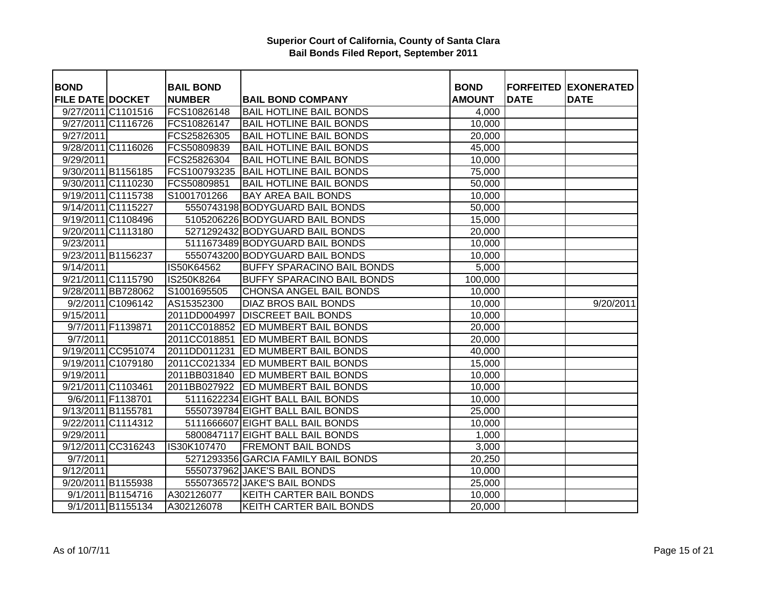# Superior Court of California, County of Santa Clara
## Bail Bonds Filed Report, September 2011

| BOND FILE DATE | DOCKET | BAIL BOND NUMBER | BAIL BOND COMPANY | BOND AMOUNT | FORFEITED DATE | EXONERATED DATE |
|---|---|---|---|---|---|---|
| 9/27/2011 | C1101516 | FCS10826148 | BAIL HOTLINE BAIL BONDS | 4,000 | | |
| 9/27/2011 | C1116726 | FCS10826147 | BAIL HOTLINE BAIL BONDS | 10,000 | | |
| 9/27/2011 | | FCS25826305 | BAIL HOTLINE BAIL BONDS | 20,000 | | |
| 9/28/2011 | C1116026 | FCS50809839 | BAIL HOTLINE BAIL BONDS | 45,000 | | |
| 9/29/2011 | | FCS25826304 | BAIL HOTLINE BAIL BONDS | 10,000 | | |
| 9/30/2011 | B1156185 | FCS100793235 | BAIL HOTLINE BAIL BONDS | 75,000 | | |
| 9/30/2011 | C1110230 | FCS50809851 | BAIL HOTLINE BAIL BONDS | 50,000 | | |
| 9/19/2011 | C1115738 | S1001701266 | BAY AREA BAIL BONDS | 10,000 | | |
| 9/14/2011 | C1115227 | 5550743198 | BODYGUARD BAIL BONDS | 50,000 | | |
| 9/19/2011 | C1108496 | 5105206226 | BODYGUARD BAIL BONDS | 15,000 | | |
| 9/20/2011 | C1113180 | 5271292432 | BODYGUARD BAIL BONDS | 20,000 | | |
| 9/23/2011 | | 5111673489 | BODYGUARD BAIL BONDS | 10,000 | | |
| 9/23/2011 | B1156237 | 5550743200 | BODYGUARD BAIL BONDS | 10,000 | | |
| 9/14/2011 | | IS50K64562 | BUFFY SPARACINO BAIL BONDS | 5,000 | | |
| 9/21/2011 | C1115790 | IS250K8264 | BUFFY SPARACINO BAIL BONDS | 100,000 | | |
| 9/28/2011 | BB728062 | S1001695505 | CHONSA ANGEL BAIL BONDS | 10,000 | | |
| 9/2/2011 | C1096142 | AS15352300 | DIAZ BROS BAIL BONDS | 10,000 | | 9/20/2011 |
| 9/15/2011 | | 2011DD004997 | DISCREET BAIL BONDS | 10,000 | | |
| 9/7/2011 | F1139871 | 2011CC018852 | ED MUMBERT BAIL BONDS | 20,000 | | |
| 9/7/2011 | | 2011CC018851 | ED MUMBERT BAIL BONDS | 20,000 | | |
| 9/19/2011 | CC951074 | 2011DD011231 | ED MUMBERT BAIL BONDS | 40,000 | | |
| 9/19/2011 | C1079180 | 2011CC021334 | ED MUMBERT BAIL BONDS | 15,000 | | |
| 9/19/2011 | | 2011BB031840 | ED MUMBERT BAIL BONDS | 10,000 | | |
| 9/21/2011 | C1103461 | 2011BB027922 | ED MUMBERT BAIL BONDS | 10,000 | | |
| 9/6/2011 | F1138701 | 5111622234 | EIGHT BALL BAIL BONDS | 10,000 | | |
| 9/13/2011 | B1155781 | 5550739784 | EIGHT BALL BAIL BONDS | 25,000 | | |
| 9/22/2011 | C1114312 | 5111666607 | EIGHT BALL BAIL BONDS | 10,000 | | |
| 9/29/2011 | | 5800847117 | EIGHT BALL BAIL BONDS | 1,000 | | |
| 9/12/2011 | CC316243 | IS30K107470 | FREMONT BAIL BONDS | 3,000 | | |
| 9/7/2011 | | 5271293356 | GARCIA FAMILY BAIL BONDS | 20,250 | | |
| 9/12/2011 | | 5550737962 | JAKE'S BAIL BONDS | 10,000 | | |
| 9/20/2011 | B1155938 | 5550736572 | JAKE'S BAIL BONDS | 25,000 | | |
| 9/1/2011 | B1154716 | A302126077 | KEITH CARTER BAIL BONDS | 10,000 | | |
| 9/1/2011 | B1155134 | A302126078 | KEITH CARTER BAIL BONDS | 20,000 | | |

As of 10/7/11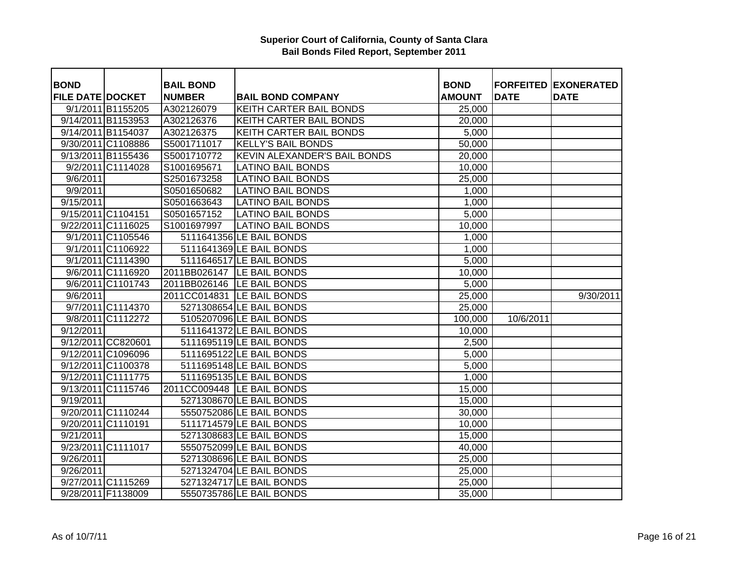**Superior Court of California, County of Santa Clara**
**Bail Bonds Filed Report, September 2011**

| BOND FILE DATE | DOCKET | BAIL BOND NUMBER | BAIL BOND COMPANY | BOND AMOUNT | FORFEITED DATE | EXONERATED DATE |
|---|---|---|---|---|---|---|
| 9/1/2011 | B1155205 | A302126079 | KEITH CARTER BAIL BONDS | 25,000 | | |
| 9/14/2011 | B1153953 | A302126376 | KEITH CARTER BAIL BONDS | 20,000 | | |
| 9/14/2011 | B1154037 | A302126375 | KEITH CARTER BAIL BONDS | 5,000 | | |
| 9/30/2011 | C1108886 | S5001711017 | KELLY'S BAIL BONDS | 50,000 | | |
| 9/13/2011 | B1155436 | S5001710772 | KEVIN ALEXANDER'S BAIL BONDS | 20,000 | | |
| 9/2/2011 | C1114028 | S1001695671 | LATINO BAIL BONDS | 10,000 | | |
| 9/6/2011 | | S2501673258 | LATINO BAIL BONDS | 25,000 | | |
| 9/9/2011 | | S0501650682 | LATINO BAIL BONDS | 1,000 | | |
| 9/15/2011 | | S0501663643 | LATINO BAIL BONDS | 1,000 | | |
| 9/15/2011 | C1104151 | S0501657152 | LATINO BAIL BONDS | 5,000 | | |
| 9/22/2011 | C1116025 | S1001697997 | LATINO BAIL BONDS | 10,000 | | |
| 9/1/2011 | C1105546 | 5111641356 | LE BAIL BONDS | 1,000 | | |
| 9/1/2011 | C1106922 | 5111641369 | LE BAIL BONDS | 1,000 | | |
| 9/1/2011 | C1114390 | 5111646517 | LE BAIL BONDS | 5,000 | | |
| 9/6/2011 | C1116920 | 2011BB026147 | LE BAIL BONDS | 10,000 | | |
| 9/6/2011 | C1101743 | 2011BB026146 | LE BAIL BONDS | 5,000 | | |
| 9/6/2011 | | 2011CC014831 | LE BAIL BONDS | 25,000 | | 9/30/2011 |
| 9/7/2011 | C1114370 | 5271308654 | LE BAIL BONDS | 25,000 | | |
| 9/8/2011 | C1112272 | 5105207096 | LE BAIL BONDS | 100,000 | 10/6/2011 | |
| 9/12/2011 | | 5111641372 | LE BAIL BONDS | 10,000 | | |
| 9/12/2011 | CC820601 | 5111695119 | LE BAIL BONDS | 2,500 | | |
| 9/12/2011 | C1096096 | 5111695122 | LE BAIL BONDS | 5,000 | | |
| 9/12/2011 | C1100378 | 5111695148 | LE BAIL BONDS | 5,000 | | |
| 9/12/2011 | C1111775 | 5111695135 | LE BAIL BONDS | 1,000 | | |
| 9/13/2011 | C1115746 | 2011CC009448 | LE BAIL BONDS | 15,000 | | |
| 9/19/2011 | | 5271308670 | LE BAIL BONDS | 15,000 | | |
| 9/20/2011 | C1110244 | 5550752086 | LE BAIL BONDS | 30,000 | | |
| 9/20/2011 | C1110191 | 5111714579 | LE BAIL BONDS | 10,000 | | |
| 9/21/2011 | | 5271308683 | LE BAIL BONDS | 15,000 | | |
| 9/23/2011 | C1111017 | 5550752099 | LE BAIL BONDS | 40,000 | | |
| 9/26/2011 | | 5271308696 | LE BAIL BONDS | 25,000 | | |
| 9/26/2011 | | 5271324704 | LE BAIL BONDS | 25,000 | | |
| 9/27/2011 | C1115269 | 5271324717 | LE BAIL BONDS | 25,000 | | |
| 9/28/2011 | F1138009 | 5550735786 | LE BAIL BONDS | 35,000 | | |

As of 10/7/11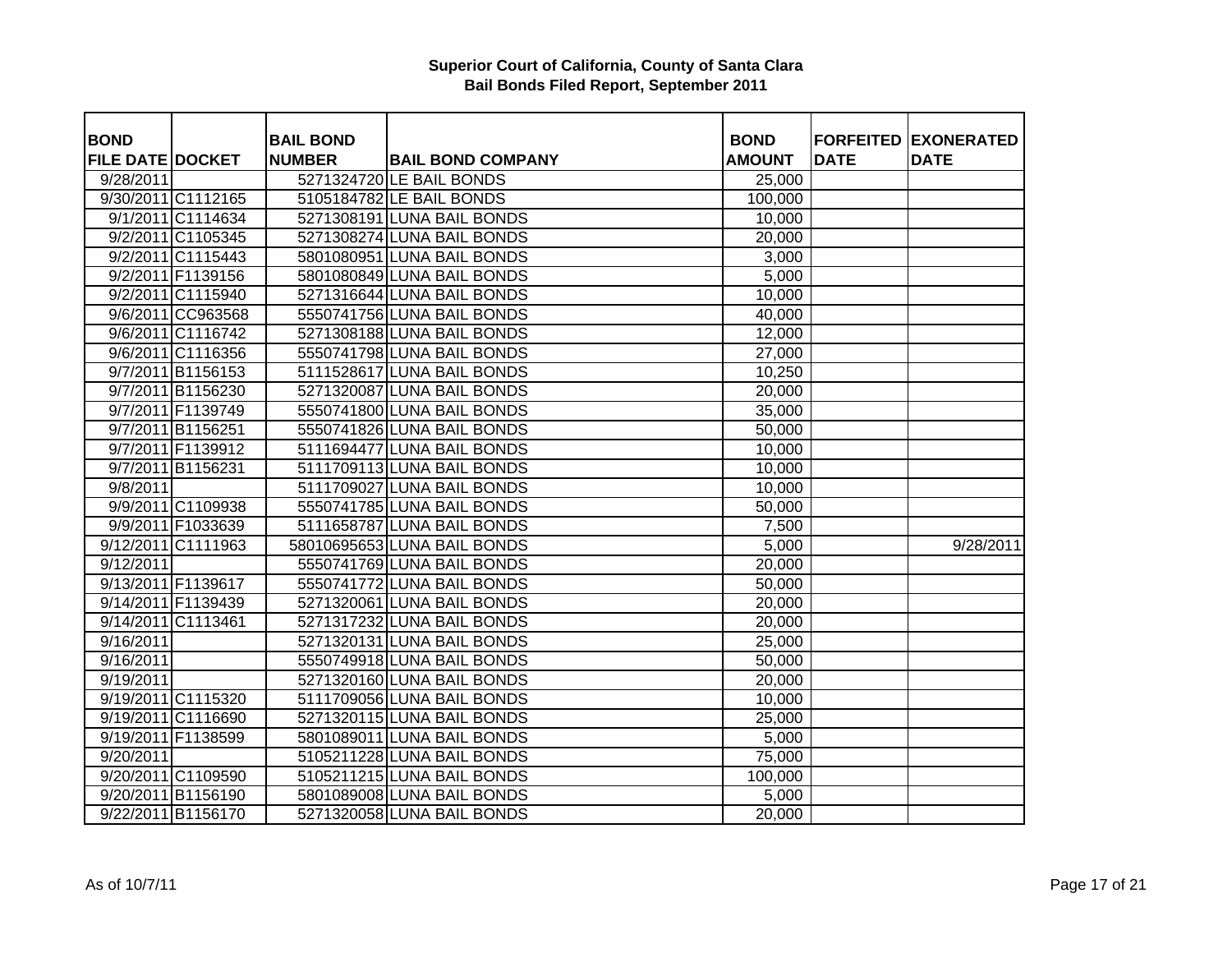# Superior Court of California, County of Santa Clara
## Bail Bonds Filed Report, September 2011

| BOND FILE DATE | DOCKET | BAIL BOND NUMBER | BAIL BOND COMPANY | BOND AMOUNT | FORFEITED DATE | EXONERATED DATE |
|---|---|---|---|---|---|---|
| 9/28/2011 | | 5271324720 | LE BAIL BONDS | 25,000 | | |
| 9/30/2011 | C1112165 | 5105184782 | LE BAIL BONDS | 100,000 | | |
| 9/1/2011 | C1114634 | 5271308191 | LUNA BAIL BONDS | 10,000 | | |
| 9/2/2011 | C1105345 | 5271308274 | LUNA BAIL BONDS | 20,000 | | |
| 9/2/2011 | C1115443 | 5801080951 | LUNA BAIL BONDS | 3,000 | | |
| 9/2/2011 | F1139156 | 5801080849 | LUNA BAIL BONDS | 5,000 | | |
| 9/2/2011 | C1115940 | 5271316644 | LUNA BAIL BONDS | 10,000 | | |
| 9/6/2011 | CC963568 | 5550741756 | LUNA BAIL BONDS | 40,000 | | |
| 9/6/2011 | C1116742 | 5271308188 | LUNA BAIL BONDS | 12,000 | | |
| 9/6/2011 | C1116356 | 5550741798 | LUNA BAIL BONDS | 27,000 | | |
| 9/7/2011 | B1156153 | 5111528617 | LUNA BAIL BONDS | 10,250 | | |
| 9/7/2011 | B1156230 | 5271320087 | LUNA BAIL BONDS | 20,000 | | |
| 9/7/2011 | F1139749 | 5550741800 | LUNA BAIL BONDS | 35,000 | | |
| 9/7/2011 | B1156251 | 5550741826 | LUNA BAIL BONDS | 50,000 | | |
| 9/7/2011 | F1139912 | 5111694477 | LUNA BAIL BONDS | 10,000 | | |
| 9/7/2011 | B1156231 | 5111709113 | LUNA BAIL BONDS | 10,000 | | |
| 9/8/2011 | | 5111709027 | LUNA BAIL BONDS | 10,000 | | |
| 9/9/2011 | C1109938 | 5550741785 | LUNA BAIL BONDS | 50,000 | | |
| 9/9/2011 | F1033639 | 5111658787 | LUNA BAIL BONDS | 7,500 | | |
| 9/12/2011 | C1111963 | 58010695653 | LUNA BAIL BONDS | 5,000 | | 9/28/2011 |
| 9/12/2011 | | 5550741769 | LUNA BAIL BONDS | 20,000 | | |
| 9/13/2011 | F1139617 | 5550741772 | LUNA BAIL BONDS | 50,000 | | |
| 9/14/2011 | F1139439 | 5271320061 | LUNA BAIL BONDS | 20,000 | | |
| 9/14/2011 | C1113461 | 5271317232 | LUNA BAIL BONDS | 20,000 | | |
| 9/16/2011 | | 5271320131 | LUNA BAIL BONDS | 25,000 | | |
| 9/16/2011 | | 5550749918 | LUNA BAIL BONDS | 50,000 | | |
| 9/19/2011 | | 5271320160 | LUNA BAIL BONDS | 20,000 | | |
| 9/19/2011 | C1115320 | 5111709056 | LUNA BAIL BONDS | 10,000 | | |
| 9/19/2011 | C1116690 | 5271320115 | LUNA BAIL BONDS | 25,000 | | |
| 9/19/2011 | F1138599 | 5801089011 | LUNA BAIL BONDS | 5,000 | | |
| 9/20/2011 | | 5105211228 | LUNA BAIL BONDS | 75,000 | | |
| 9/20/2011 | C1109590 | 5105211215 | LUNA BAIL BONDS | 100,000 | | |
| 9/20/2011 | B1156190 | 5801089008 | LUNA BAIL BONDS | 5,000 | | |
| 9/22/2011 | B1156170 | 5271320058 | LUNA BAIL BONDS | 20,000 | | |

As of 10/7/11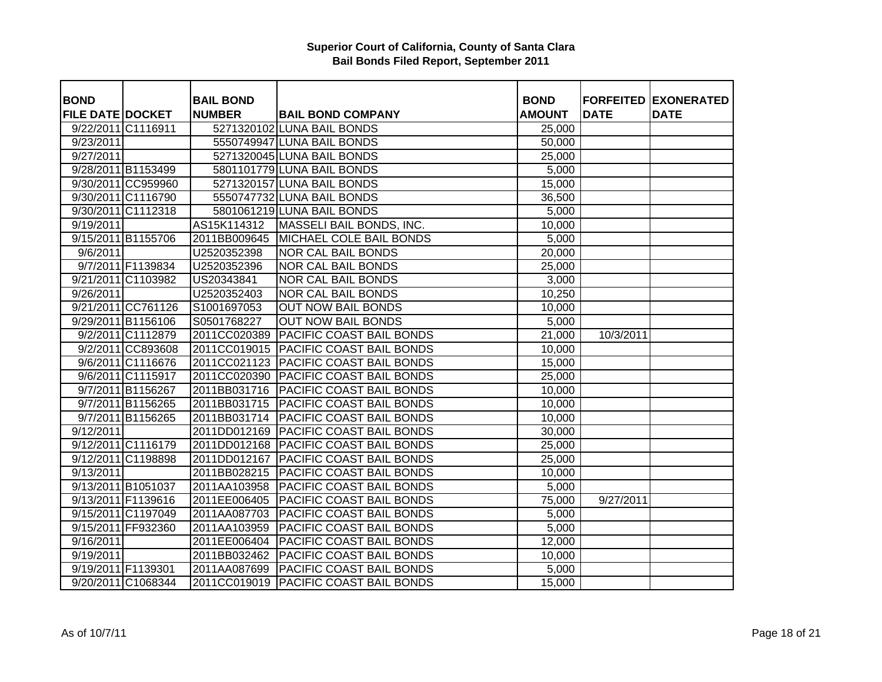**Superior Court of California, County of Santa Clara**
**Bail Bonds Filed Report, September 2011**

| BOND FILE DATE | DOCKET | BAIL BOND NUMBER | BAIL BOND COMPANY | BOND AMOUNT | FORFEITED DATE | EXONERATED DATE |
|---|---|---|---|---|---|---|
| 9/22/2011 | C1116911 | 5271320102 | LUNA BAIL BONDS | 25,000 | | |
| 9/23/2011 | | 5550749947 | LUNA BAIL BONDS | 50,000 | | |
| 9/27/2011 | | 5271320045 | LUNA BAIL BONDS | 25,000 | | |
| 9/28/2011 | B1153499 | 5801101779 | LUNA BAIL BONDS | 5,000 | | |
| 9/30/2011 | CC959960 | 5271320157 | LUNA BAIL BONDS | 15,000 | | |
| 9/30/2011 | C1116790 | 5550747732 | LUNA BAIL BONDS | 36,500 | | |
| 9/30/2011 | C1112318 | 5801061219 | LUNA BAIL BONDS | 5,000 | | |
| 9/19/2011 | | AS15K114312 | MASSELI BAIL BONDS, INC. | 10,000 | | |
| 9/15/2011 | B1155706 | 2011BB009645 | MICHAEL COLE BAIL BONDS | 5,000 | | |
| 9/6/2011 | | U2520352398 | NOR CAL BAIL BONDS | 20,000 | | |
| 9/7/2011 | F1139834 | U2520352396 | NOR CAL BAIL BONDS | 25,000 | | |
| 9/21/2011 | C1103982 | US20343841 | NOR CAL BAIL BONDS | 3,000 | | |
| 9/26/2011 | | U2520352403 | NOR CAL BAIL BONDS | 10,250 | | |
| 9/21/2011 | CC761126 | S1001697053 | OUT NOW BAIL BONDS | 10,000 | | |
| 9/29/2011 | B1156106 | S0501768227 | OUT NOW BAIL BONDS | 5,000 | | |
| 9/2/2011 | C1112879 | 2011CC020389 | PACIFIC COAST BAIL BONDS | 21,000 | 10/3/2011 | |
| 9/2/2011 | CC893608 | 2011CC019015 | PACIFIC COAST BAIL BONDS | 10,000 | | |
| 9/6/2011 | C1116676 | 2011CC021123 | PACIFIC COAST BAIL BONDS | 15,000 | | |
| 9/6/2011 | C1115917 | 2011CC020390 | PACIFIC COAST BAIL BONDS | 25,000 | | |
| 9/7/2011 | B1156267 | 2011BB031716 | PACIFIC COAST BAIL BONDS | 10,000 | | |
| 9/7/2011 | B1156265 | 2011BB031715 | PACIFIC COAST BAIL BONDS | 10,000 | | |
| 9/7/2011 | B1156265 | 2011BB031714 | PACIFIC COAST BAIL BONDS | 10,000 | | |
| 9/12/2011 | | 2011DD012169 | PACIFIC COAST BAIL BONDS | 30,000 | | |
| 9/12/2011 | C1116179 | 2011DD012168 | PACIFIC COAST BAIL BONDS | 25,000 | | |
| 9/12/2011 | C1198898 | 2011DD012167 | PACIFIC COAST BAIL BONDS | 25,000 | | |
| 9/13/2011 | | 2011BB028215 | PACIFIC COAST BAIL BONDS | 10,000 | | |
| 9/13/2011 | B1051037 | 2011AA103958 | PACIFIC COAST BAIL BONDS | 5,000 | | |
| 9/13/2011 | F1139616 | 2011EE006405 | PACIFIC COAST BAIL BONDS | 75,000 | 9/27/2011 | |
| 9/15/2011 | C1197049 | 2011AA087703 | PACIFIC COAST BAIL BONDS | 5,000 | | |
| 9/15/2011 | FF932360 | 2011AA103959 | PACIFIC COAST BAIL BONDS | 5,000 | | |
| 9/16/2011 | | 2011EE006404 | PACIFIC COAST BAIL BONDS | 12,000 | | |
| 9/19/2011 | | 2011BB032462 | PACIFIC COAST BAIL BONDS | 10,000 | | |
| 9/19/2011 | F1139301 | 2011AA087699 | PACIFIC COAST BAIL BONDS | 5,000 | | |
| 9/20/2011 | C1068344 | 2011CC019019 | PACIFIC COAST BAIL BONDS | 15,000 | | |

As of 10/7/11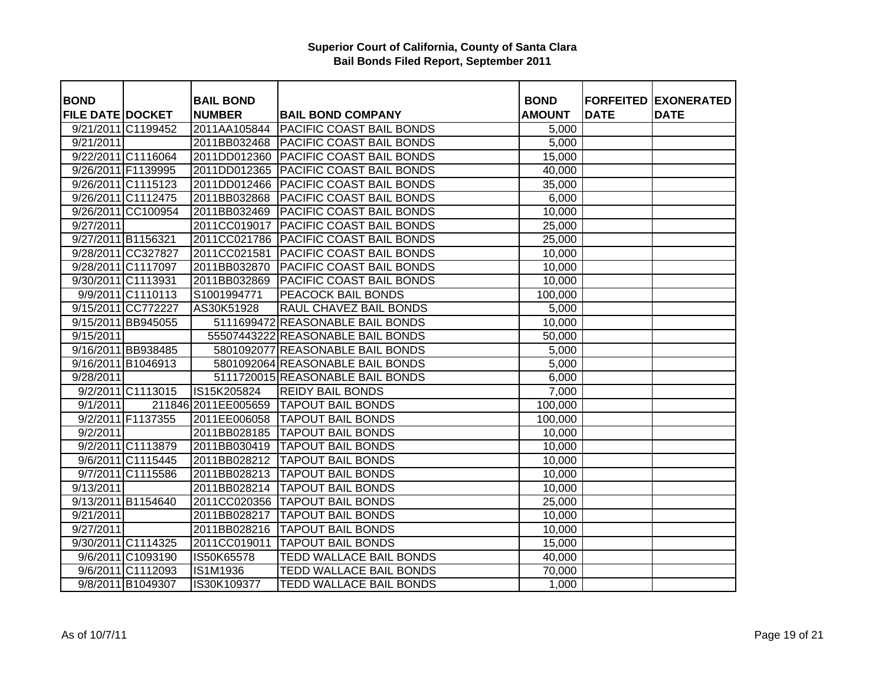**Superior Court of California, County of Santa Clara**
**Bail Bonds Filed Report, September 2011**

| BOND FILE DATE | DOCKET | BAIL BOND NUMBER | BAIL BOND COMPANY | BOND AMOUNT | FORFEITED DATE | EXONERATED DATE |
|---|---|---|---|---|---|---|
| 9/21/2011 | C1199452 | 2011AA105844 | PACIFIC COAST BAIL BONDS | 5,000 | | |
| 9/21/2011 | | 2011BB032468 | PACIFIC COAST BAIL BONDS | 5,000 | | |
| 9/22/2011 | C1116064 | 2011DD012360 | PACIFIC COAST BAIL BONDS | 15,000 | | |
| 9/26/2011 | F1139995 | 2011DD012365 | PACIFIC COAST BAIL BONDS | 40,000 | | |
| 9/26/2011 | C1115123 | 2011DD012466 | PACIFIC COAST BAIL BONDS | 35,000 | | |
| 9/26/2011 | C1112475 | 2011BB032868 | PACIFIC COAST BAIL BONDS | 6,000 | | |
| 9/26/2011 | CC100954 | 2011BB032469 | PACIFIC COAST BAIL BONDS | 10,000 | | |
| 9/27/2011 | | 2011CC019017 | PACIFIC COAST BAIL BONDS | 25,000 | | |
| 9/27/2011 | B1156321 | 2011CC021786 | PACIFIC COAST BAIL BONDS | 25,000 | | |
| 9/28/2011 | CC327827 | 2011CC021581 | PACIFIC COAST BAIL BONDS | 10,000 | | |
| 9/28/2011 | C1117097 | 2011BB032870 | PACIFIC COAST BAIL BONDS | 10,000 | | |
| 9/30/2011 | C1113931 | 2011BB032869 | PACIFIC COAST BAIL BONDS | 10,000 | | |
| 9/9/2011 | C1110113 | S1001994771 | PEACOCK BAIL BONDS | 100,000 | | |
| 9/15/2011 | CC772227 | AS30K51928 | RAUL CHAVEZ BAIL BONDS | 5,000 | | |
| 9/15/2011 | BB945055 | 5111699472 | REASONABLE BAIL BONDS | 10,000 | | |
| 9/15/2011 | | 55507443222 | REASONABLE BAIL BONDS | 50,000 | | |
| 9/16/2011 | BB938485 | 5801092077 | REASONABLE BAIL BONDS | 5,000 | | |
| 9/16/2011 | B1046913 | 5801092064 | REASONABLE BAIL BONDS | 5,000 | | |
| 9/28/2011 | | 5111720015 | REASONABLE BAIL BONDS | 6,000 | | |
| 9/2/2011 | C1113015 | IS15K205824 | REIDY BAIL BONDS | 7,000 | | |
| 9/1/2011 | 211846 | 2011EE005659 | TAPOUT BAIL BONDS | 100,000 | | |
| 9/2/2011 | F1137355 | 2011EE006058 | TAPOUT BAIL BONDS | 100,000 | | |
| 9/2/2011 | | 2011BB028185 | TAPOUT BAIL BONDS | 10,000 | | |
| 9/2/2011 | C1113879 | 2011BB030419 | TAPOUT BAIL BONDS | 10,000 | | |
| 9/6/2011 | C1115445 | 2011BB028212 | TAPOUT BAIL BONDS | 10,000 | | |
| 9/7/2011 | C1115586 | 2011BB028213 | TAPOUT BAIL BONDS | 10,000 | | |
| 9/13/2011 | | 2011BB028214 | TAPOUT BAIL BONDS | 10,000 | | |
| 9/13/2011 | B1154640 | 2011CC020356 | TAPOUT BAIL BONDS | 25,000 | | |
| 9/21/2011 | | 2011BB028217 | TAPOUT BAIL BONDS | 10,000 | | |
| 9/27/2011 | | 2011BB028216 | TAPOUT BAIL BONDS | 10,000 | | |
| 9/30/2011 | C1114325 | 2011CC019011 | TAPOUT BAIL BONDS | 15,000 | | |
| 9/6/2011 | C1093190 | IS50K65578 | TEDD WALLACE BAIL BONDS | 40,000 | | |
| 9/6/2011 | C1112093 | IS1M1936 | TEDD WALLACE BAIL BONDS | 70,000 | | |
| 9/8/2011 | B1049307 | IS30K109377 | TEDD WALLACE BAIL BONDS | 1,000 | | |

As of 10/7/11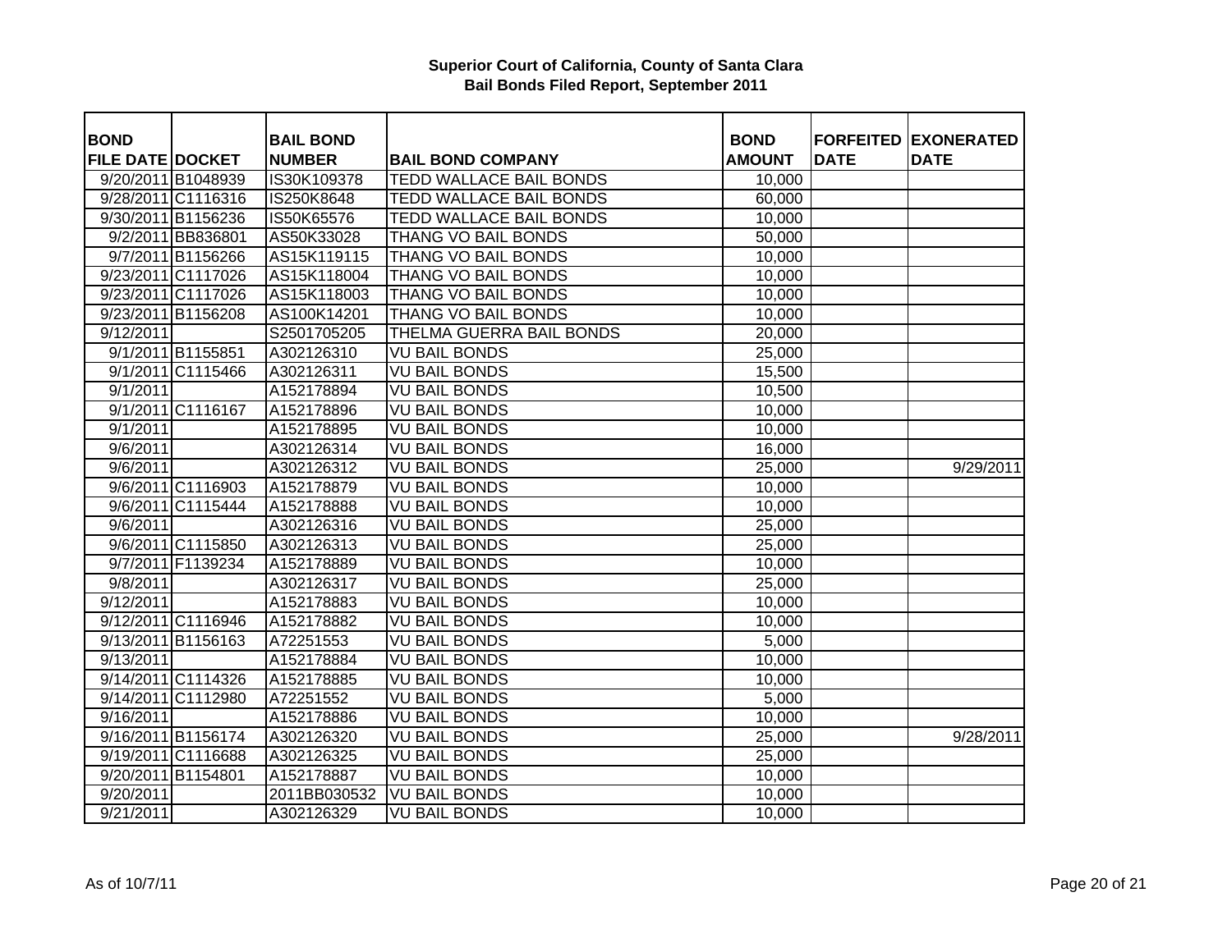**Superior Court of California, County of Santa Clara**
**Bail Bonds Filed Report, September 2011**

| BOND FILE DATE | DOCKET | BAIL BOND NUMBER | BAIL BOND COMPANY | BOND AMOUNT | FORFEITED DATE | EXONERATED DATE |
|---|---|---|---|---|---|---|
| 9/20/2011 | B1048939 | IS30K109378 | TEDD WALLACE BAIL BONDS | 10,000 | | |
| 9/28/2011 | C1116316 | IS250K8648 | TEDD WALLACE BAIL BONDS | 60,000 | | |
| 9/30/2011 | B1156236 | IS50K65576 | TEDD WALLACE BAIL BONDS | 10,000 | | |
| 9/2/2011 | BB836801 | AS50K33028 | THANG VO BAIL BONDS | 50,000 | | |
| 9/7/2011 | B1156266 | AS15K119115 | THANG VO BAIL BONDS | 10,000 | | |
| 9/23/2011 | C1117026 | AS15K118004 | THANG VO BAIL BONDS | 10,000 | | |
| 9/23/2011 | C1117026 | AS15K118003 | THANG VO BAIL BONDS | 10,000 | | |
| 9/23/2011 | B1156208 | AS100K14201 | THANG VO BAIL BONDS | 10,000 | | |
| 9/12/2011 | | S2501705205 | THELMA GUERRA BAIL BONDS | 20,000 | | |
| 9/1/2011 | B1155851 | A302126310 | VU BAIL BONDS | 25,000 | | |
| 9/1/2011 | C1115466 | A302126311 | VU BAIL BONDS | 15,500 | | |
| 9/1/2011 | | A152178894 | VU BAIL BONDS | 10,500 | | |
| 9/1/2011 | C1116167 | A152178896 | VU BAIL BONDS | 10,000 | | |
| 9/1/2011 | | A152178895 | VU BAIL BONDS | 10,000 | | |
| 9/6/2011 | | A302126314 | VU BAIL BONDS | 16,000 | | |
| 9/6/2011 | | A302126312 | VU BAIL BONDS | 25,000 | | 9/29/2011 |
| 9/6/2011 | C1116903 | A152178879 | VU BAIL BONDS | 10,000 | | |
| 9/6/2011 | C1115444 | A152178888 | VU BAIL BONDS | 10,000 | | |
| 9/6/2011 | | A302126316 | VU BAIL BONDS | 25,000 | | |
| 9/6/2011 | C1115850 | A302126313 | VU BAIL BONDS | 25,000 | | |
| 9/7/2011 | F1139234 | A152178889 | VU BAIL BONDS | 10,000 | | |
| 9/8/2011 | | A302126317 | VU BAIL BONDS | 25,000 | | |
| 9/12/2011 | | A152178883 | VU BAIL BONDS | 10,000 | | |
| 9/12/2011 | C1116946 | A152178882 | VU BAIL BONDS | 10,000 | | |
| 9/13/2011 | B1156163 | A72251553 | VU BAIL BONDS | 5,000 | | |
| 9/13/2011 | | A152178884 | VU BAIL BONDS | 10,000 | | |
| 9/14/2011 | C1114326 | A152178885 | VU BAIL BONDS | 10,000 | | |
| 9/14/2011 | C1112980 | A72251552 | VU BAIL BONDS | 5,000 | | |
| 9/16/2011 | | A152178886 | VU BAIL BONDS | 10,000 | | |
| 9/16/2011 | B1156174 | A302126320 | VU BAIL BONDS | 25,000 | | 9/28/2011 |
| 9/19/2011 | C1116688 | A302126325 | VU BAIL BONDS | 25,000 | | |
| 9/20/2011 | B1154801 | A152178887 | VU BAIL BONDS | 10,000 | | |
| 9/20/2011 | | 2011BB030532 | VU BAIL BONDS | 10,000 | | |
| 9/21/2011 | | A302126329 | VU BAIL BONDS | 10,000 | | |

As of 10/7/11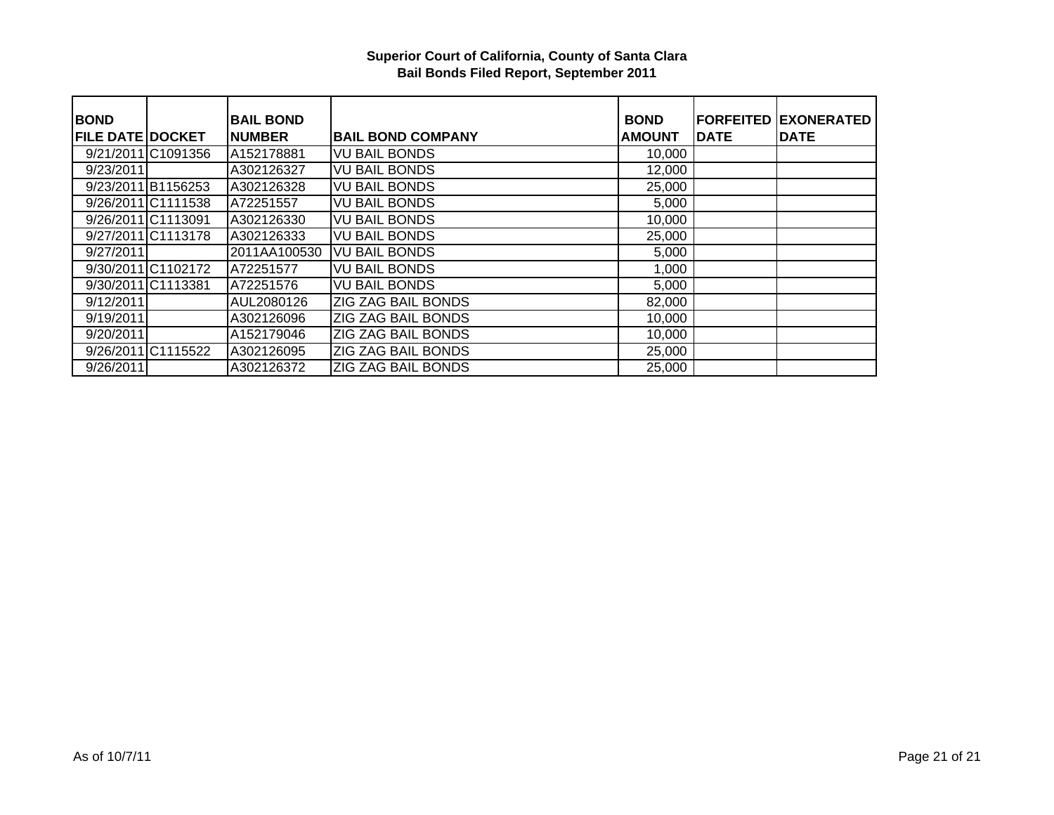**Superior Court of California, County of Santa Clara**
**Bail Bonds Filed Report, September 2011**

| BOND FILE DATE | DOCKET | BAIL BOND NUMBER | BAIL BOND COMPANY | BOND AMOUNT | FORFEITED DATE | EXONERATED DATE |
|---|---|---|---|---|---|---|
| 9/21/2011 | C1091356 | A152178881 | VU BAIL BONDS | 10,000 | | |
| 9/23/2011 | | A302126327 | VU BAIL BONDS | 12,000 | | |
| 9/23/2011 | B1156253 | A302126328 | VU BAIL BONDS | 25,000 | | |
| 9/26/2011 | C1111538 | A72251557 | VU BAIL BONDS | 5,000 | | |
| 9/26/2011 | C1113091 | A302126330 | VU BAIL BONDS | 10,000 | | |
| 9/27/2011 | C1113178 | A302126333 | VU BAIL BONDS | 25,000 | | |
| 9/27/2011 | | 2011AA100530 | VU BAIL BONDS | 5,000 | | |
| 9/30/2011 | C1102172 | A72251577 | VU BAIL BONDS | 1,000 | | |
| 9/30/2011 | C1113381 | A72251576 | VU BAIL BONDS | 5,000 | | |
| 9/12/2011 | | AUL2080126 | ZIG ZAG BAIL BONDS | 82,000 | | |
| 9/19/2011 | | A302126096 | ZIG ZAG BAIL BONDS | 10,000 | | |
| 9/20/2011 | | A152179046 | ZIG ZAG BAIL BONDS | 10,000 | | |
| 9/26/2011 | C1115522 | A302126095 | ZIG ZAG BAIL BONDS | 25,000 | | |
| 9/26/2011 | | A302126372 | ZIG ZAG BAIL BONDS | 25,000 | | |

As of 10/7/11